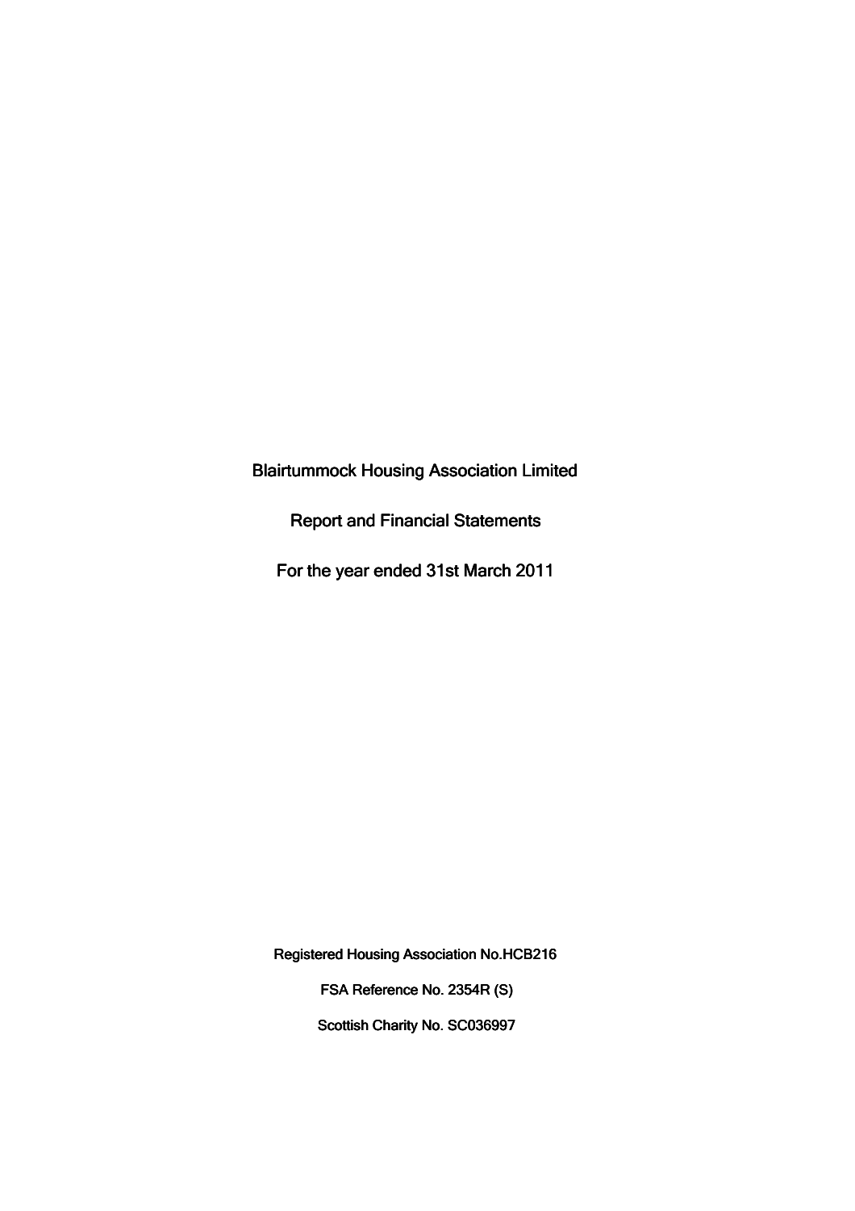# Blairtummock Housing Association Limited

## Report and Financial Statements

## For the year ended 31st March 2011

Registered Housing Association No.HCB216

FSA Reference No. 2354R (S)

Scottish Charity No. SC036997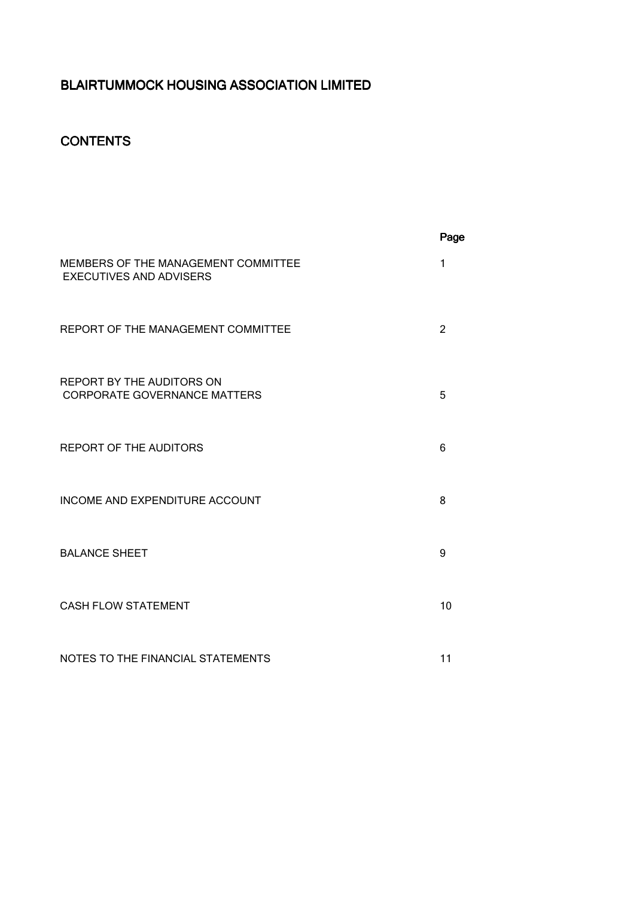# BLAIRTUMMOCK HOUSING ASSOCIATION LIMITED

## CONTENTS

| | Page |
|---|---|
| MEMBERS OF THE MANAGEMENT COMMITTEE EXECUTIVES AND ADVISERS | 1 |
| REPORT OF THE MANAGEMENT COMMITTEE | 2 |
| REPORT BY THE AUDITORS ON CORPORATE GOVERNANCE MATTERS | 5 |
| REPORT OF THE AUDITORS | 6 |
| INCOME AND EXPENDITURE ACCOUNT | 8 |
| BALANCE SHEET | 9 |
| CASH FLOW STATEMENT | 10 |
| NOTES TO THE FINANCIAL STATEMENTS | 11 |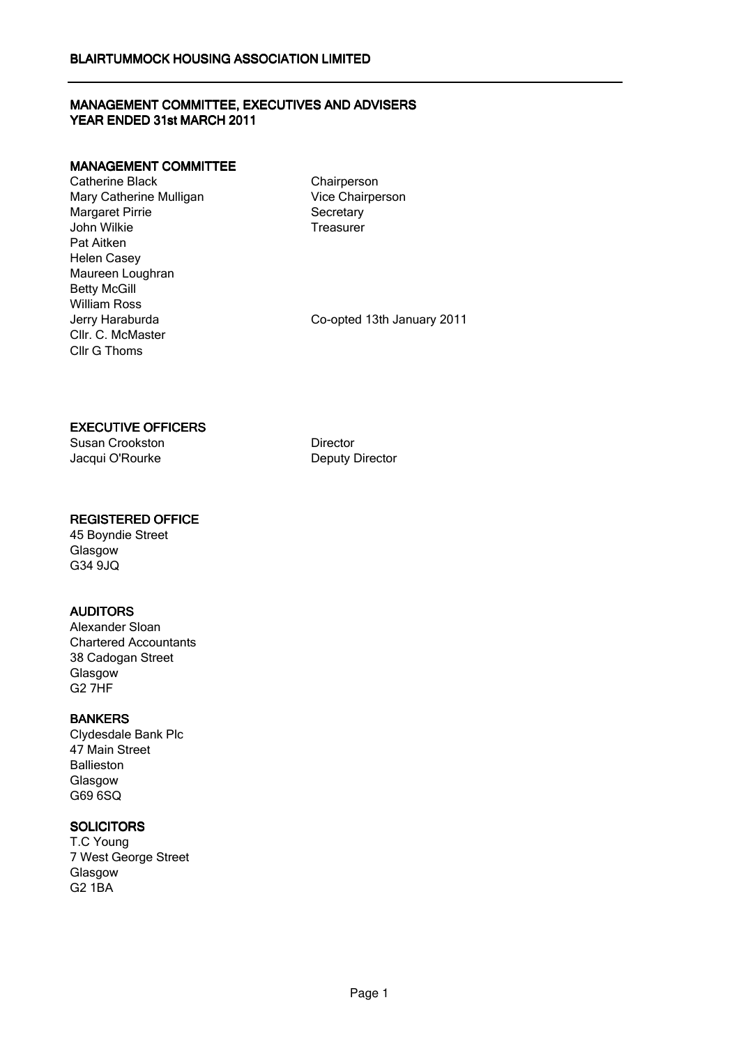# BLAIRTUMMOCK HOUSING ASSOCIATION LIMITED

## MANAGEMENT COMMITTEE, EXECUTIVES AND ADVISERS
## YEAR ENDED 31st MARCH 2011

### MANAGEMENT COMMITTEE

| | |
|---|---|
| Catherine Black | Chairperson |
| Mary Catherine Mulligan | Vice Chairperson |
| Margaret Pirrie | Secretary |
| John Wilkie | Treasurer |
| Pat Aitken | |
| Helen Casey | |
| Maureen Loughran | |
| Betty McGill | |
| William Ross | |
| Jerry Haraburda | Co-opted 13th January 2011 |
| Cllr. C. McMaster | |
| Cllr G Thoms | |

### EXECUTIVE OFFICERS

| | |
|---|---|
| Susan Crookston | Director |
| Jacqui O'Rourke | Deputy Director |

### REGISTERED OFFICE

45 Boyndie Street
Glasgow
G34 9JQ

### AUDITORS

Alexander Sloan
Chartered Accountants
38 Cadogan Street
Glasgow
G2 7HF

### BANKERS

Clydesdale Bank Plc
47 Main Street
Ballieston
Glasgow
G69 6SQ

### SOLICITORS

T.C Young
7 West George Street
Glasgow
G2 1BA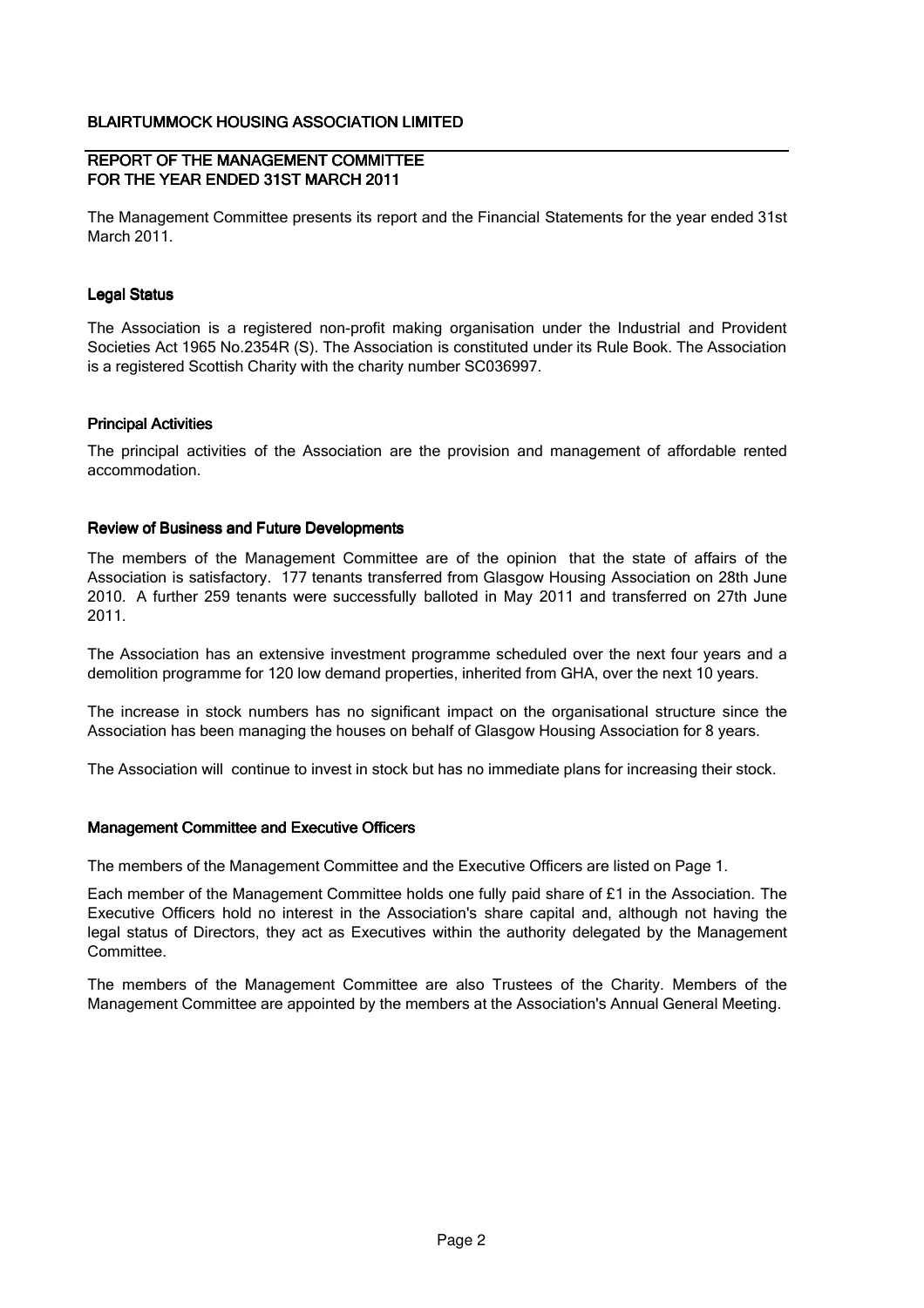BLAIRTUMMOCK HOUSING ASSOCIATION LIMITED

## REPORT OF THE MANAGEMENT COMMITTEE FOR THE YEAR ENDED 31ST MARCH 2011

The Management Committee presents its report and the Financial Statements for the year ended 31st March 2011.

### Legal Status

The Association is a registered non-profit making organisation under the Industrial and Provident Societies Act 1965 No.2354R (S). The Association is constituted under its Rule Book. The Association is a registered Scottish Charity with the charity number SC036997.

### Principal Activities

The principal activities of the Association are the provision and management of affordable rented accommodation.

### Review of Business and Future Developments

The members of the Management Committee are of the opinion that the state of affairs of the Association is satisfactory. 177 tenants transferred from Glasgow Housing Association on 28th June 2010. A further 259 tenants were successfully balloted in May 2011 and transferred on 27th June 2011.

The Association has an extensive investment programme scheduled over the next four years and a demolition programme for 120 low demand properties, inherited from GHA, over the next 10 years.

The increase in stock numbers has no significant impact on the organisational structure since the Association has been managing the houses on behalf of Glasgow Housing Association for 8 years.

The Association will continue to invest in stock but has no immediate plans for increasing their stock.

### Management Committee and Executive Officers

The members of the Management Committee and the Executive Officers are listed on Page 1.

Each member of the Management Committee holds one fully paid share of £1 in the Association. The Executive Officers hold no interest in the Association's share capital and, although not having the legal status of Directors, they act as Executives within the authority delegated by the Management Committee.

The members of the Management Committee are also Trustees of the Charity. Members of the Management Committee are appointed by the members at the Association's Annual General Meeting.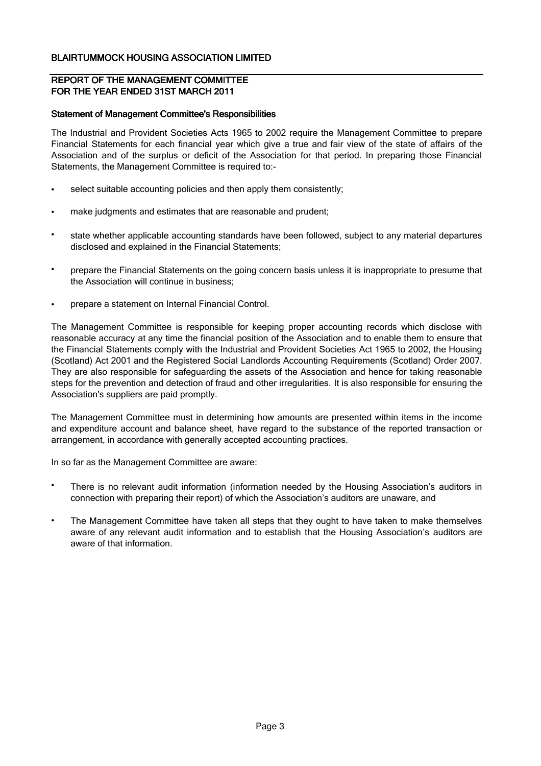# BLAIRTUMMOCK HOUSING ASSOCIATION LIMITED

## REPORT OF THE MANAGEMENT COMMITTEE FOR THE YEAR ENDED 31ST MARCH 2011

### Statement of Management Committee's Responsibilities

The Industrial and Provident Societies Acts 1965 to 2002 require the Management Committee to prepare Financial Statements for each financial year which give a true and fair view of the state of affairs of the Association and of the surplus or deficit of the Association for that period. In preparing those Financial Statements, the Management Committee is required to:-

- select suitable accounting policies and then apply them consistently;
- make judgments and estimates that are reasonable and prudent;
- state whether applicable accounting standards have been followed, subject to any material departures disclosed and explained in the Financial Statements;
- prepare the Financial Statements on the going concern basis unless it is inappropriate to presume that the Association will continue in business;
- prepare a statement on Internal Financial Control.

The Management Committee is responsible for keeping proper accounting records which disclose with reasonable accuracy at any time the financial position of the Association and to enable them to ensure that the Financial Statements comply with the Industrial and Provident Societies Act 1965 to 2002, the Housing (Scotland) Act 2001 and the Registered Social Landlords Accounting Requirements (Scotland) Order 2007. They are also responsible for safeguarding the assets of the Association and hence for taking reasonable steps for the prevention and detection of fraud and other irregularities. It is also responsible for ensuring the Association's suppliers are paid promptly.

The Management Committee must in determining how amounts are presented within items in the income and expenditure account and balance sheet, have regard to the substance of the reported transaction or arrangement, in accordance with generally accepted accounting practices.

In so far as the Management Committee are aware:

- There is no relevant audit information (information needed by the Housing Association's auditors in connection with preparing their report) of which the Association's auditors are unaware, and
- The Management Committee have taken all steps that they ought to have taken to make themselves aware of any relevant audit information and to establish that the Housing Association's auditors are aware of that information.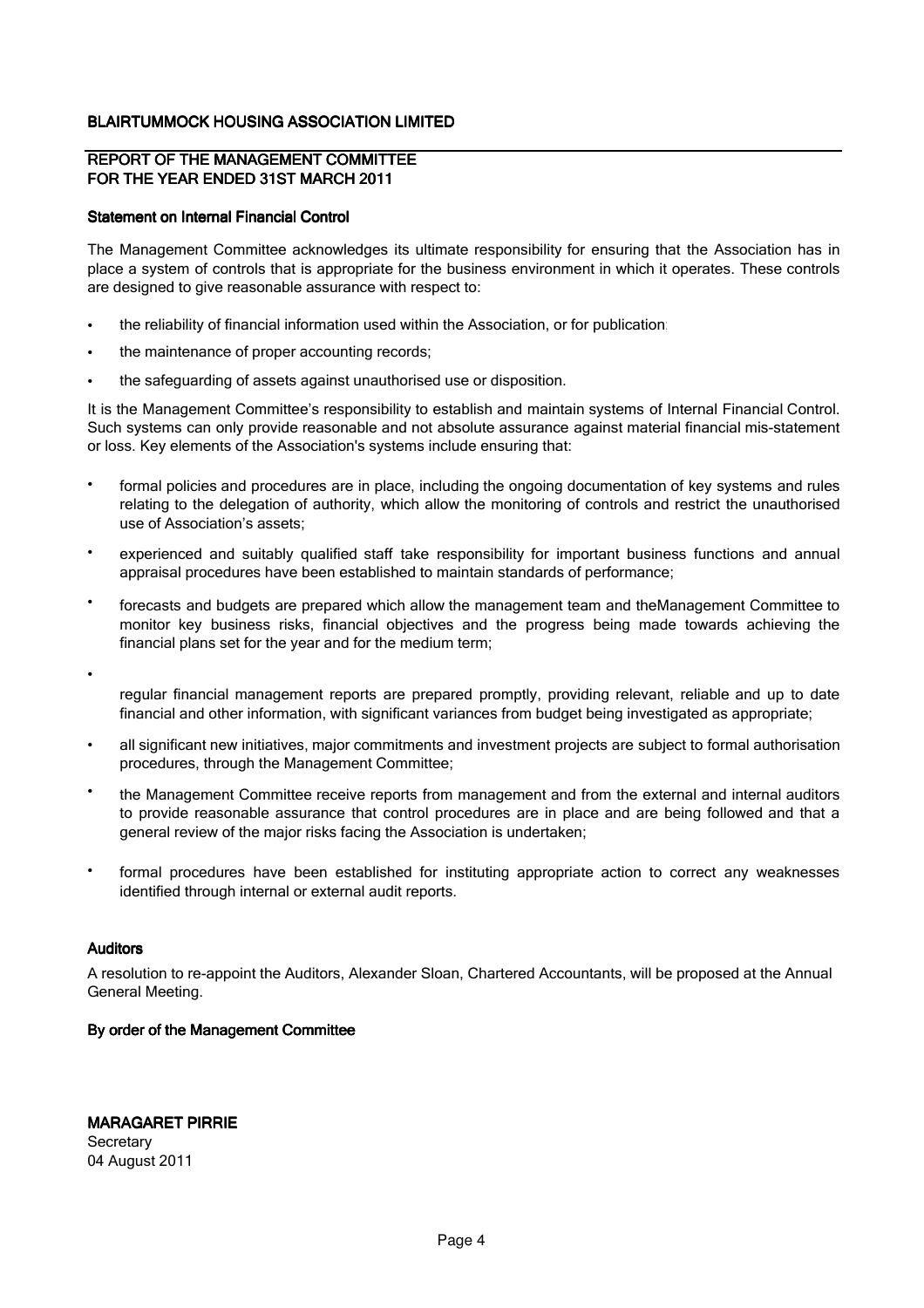**BLAIRTUMMOCK HOUSING ASSOCIATION LIMITED**

**REPORT OF THE MANAGEMENT COMMITTEE**
**FOR THE YEAR ENDED 31ST MARCH 2011**

**Statement on Internal Financial Control**

The Management Committee acknowledges its ultimate responsibility for ensuring that the Association has in place a system of controls that is appropriate for the business environment in which it operates. These controls are designed to give reasonable assurance with respect to:

- the reliability of financial information used within the Association, or for publication;
- the maintenance of proper accounting records;
- the safeguarding of assets against unauthorised use or disposition.

It is the Management Committee's responsibility to establish and maintain systems of Internal Financial Control. Such systems can only provide reasonable and not absolute assurance against material financial mis-statement or loss. Key elements of the Association's systems include ensuring that:

- formal policies and procedures are in place, including the ongoing documentation of key systems and rules relating to the delegation of authority, which allow the monitoring of controls and restrict the unauthorised use of Association's assets;
- experienced and suitably qualified staff take responsibility for important business functions and annual appraisal procedures have been established to maintain standards of performance;
- forecasts and budgets are prepared which allow the management team and theManagement Committee to monitor key business risks, financial objectives and the progress being made towards achieving the financial plans set for the year and for the medium term;
- regular financial management reports are prepared promptly, providing relevant, reliable and up to date financial and other information, with significant variances from budget being investigated as appropriate;
- all significant new initiatives, major commitments and investment projects are subject to formal authorisation procedures, through the Management Committee;
- the Management Committee receive reports from management and from the external and internal auditors to provide reasonable assurance that control procedures are in place and are being followed and that a general review of the major risks facing the Association is undertaken;
- formal procedures have been established for instituting appropriate action to correct any weaknesses identified through internal or external audit reports.

**Auditors**

A resolution to re-appoint the Auditors, Alexander Sloan, Chartered Accountants, will be proposed at the Annual General Meeting.

**By order of the Management Committee**

**MARAGARET PIRRIE**
Secretary
04 August 2011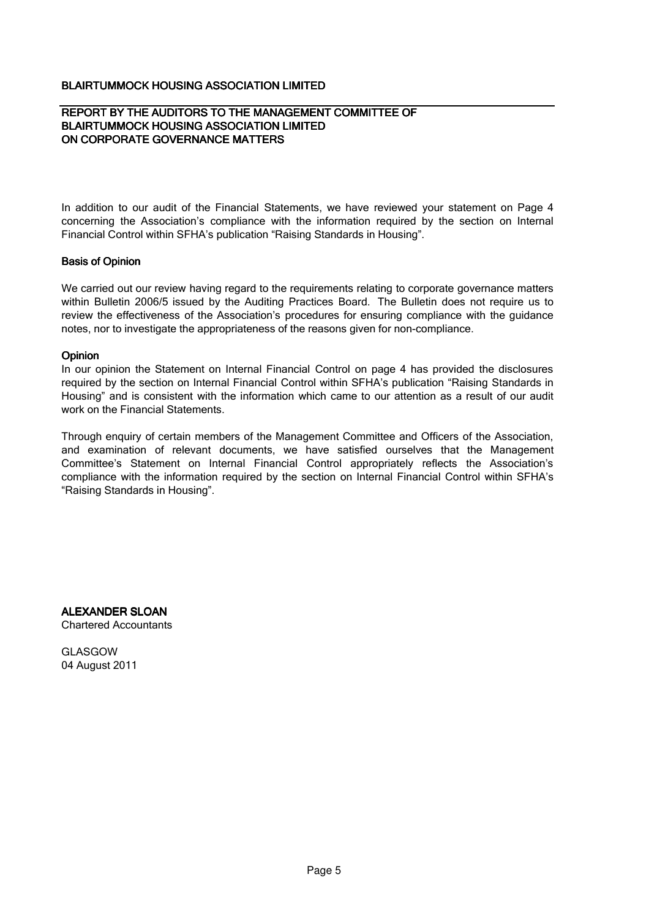# BLAIRTUMMOCK HOUSING ASSOCIATION LIMITED

## REPORT BY THE AUDITORS TO THE MANAGEMENT COMMITTEE OF BLAIRTUMMOCK HOUSING ASSOCIATION LIMITED ON CORPORATE GOVERNANCE MATTERS

In addition to our audit of the Financial Statements, we have reviewed your statement on Page 4 concerning the Association's compliance with the information required by the section on Internal Financial Control within SFHA's publication "Raising Standards in Housing".

### Basis of Opinion

We carried out our review having regard to the requirements relating to corporate governance matters within Bulletin 2006/5 issued by the Auditing Practices Board. The Bulletin does not require us to review the effectiveness of the Association's procedures for ensuring compliance with the guidance notes, nor to investigate the appropriateness of the reasons given for non-compliance.

### Opinion

In our opinion the Statement on Internal Financial Control on page 4 has provided the disclosures required by the section on Internal Financial Control within SFHA's publication "Raising Standards in Housing" and is consistent with the information which came to our attention as a result of our audit work on the Financial Statements.

Through enquiry of certain members of the Management Committee and Officers of the Association, and examination of relevant documents, we have satisfied ourselves that the Management Committee's Statement on Internal Financial Control appropriately reflects the Association's compliance with the information required by the section on Internal Financial Control within SFHA's "Raising Standards in Housing".

**ALEXANDER SLOAN**
Chartered Accountants

GLASGOW
04 August 2011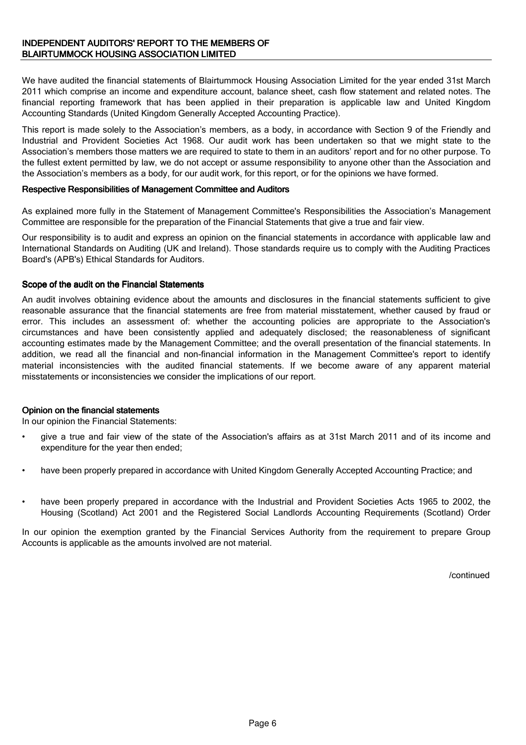## INDEPENDENT AUDITORS' REPORT TO THE MEMBERS OF BLAIRTUMMOCK HOUSING ASSOCIATION LIMITED

We have audited the financial statements of Blairtummock Housing Association Limited for the year ended 31st March 2011 which comprise an income and expenditure account, balance sheet, cash flow statement and related notes. The financial reporting framework that has been applied in their preparation is applicable law and United Kingdom Accounting Standards (United Kingdom Generally Accepted Accounting Practice).

This report is made solely to the Association's members, as a body, in accordance with Section 9 of the Friendly and Industrial and Provident Societies Act 1968. Our audit work has been undertaken so that we might state to the Association's members those matters we are required to state to them in an auditors' report and for no other purpose. To the fullest extent permitted by law, we do not accept or assume responsibility to anyone other than the Association and the Association's members as a body, for our audit work, for this report, or for the opinions we have formed.

### Respective Responsibilities of Management Committee and Auditors

As explained more fully in the Statement of Management Committee's Responsibilities the Association's Management Committee are responsible for the preparation of the Financial Statements that give a true and fair view.

Our responsibility is to audit and express an opinion on the financial statements in accordance with applicable law and International Standards on Auditing (UK and Ireland). Those standards require us to comply with the Auditing Practices Board's (APB's) Ethical Standards for Auditors.

### Scope of the audit on the Financial Statements

An audit involves obtaining evidence about the amounts and disclosures in the financial statements sufficient to give reasonable assurance that the financial statements are free from material misstatement, whether caused by fraud or error. This includes an assessment of: whether the accounting policies are appropriate to the Association's circumstances and have been consistently applied and adequately disclosed; the reasonableness of significant accounting estimates made by the Management Committee; and the overall presentation of the financial statements. In addition, we read all the financial and non-financial information in the Management Committee's report to identify material inconsistencies with the audited financial statements. If we become aware of any apparent material misstatements or inconsistencies we consider the implications of our report.

### Opinion on the financial statements

In our opinion the Financial Statements:

- give a true and fair view of the state of the Association's affairs as at 31st March 2011 and of its income and expenditure for the year then ended;
- have been properly prepared in accordance with United Kingdom Generally Accepted Accounting Practice; and
- have been properly prepared in accordance with the Industrial and Provident Societies Acts 1965 to 2002, the Housing (Scotland) Act 2001 and the Registered Social Landlords Accounting Requirements (Scotland) Order

In our opinion the exemption granted by the Financial Services Authority from the requirement to prepare Group Accounts is applicable as the amounts involved are not material.

/continued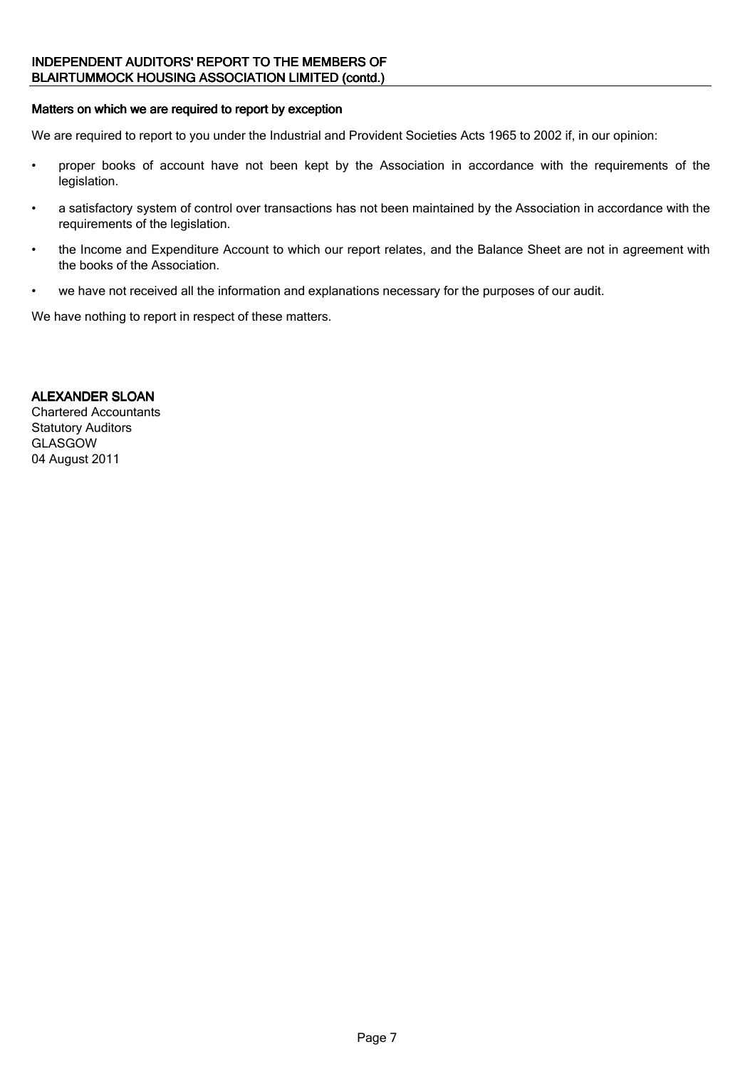## INDEPENDENT AUDITORS' REPORT TO THE MEMBERS OF BLAIRTUMMOCK HOUSING ASSOCIATION LIMITED (contd.)

### Matters on which we are required to report by exception

We are required to report to you under the Industrial and Provident Societies Acts 1965 to 2002 if, in our opinion:

- proper books of account have not been kept by the Association in accordance with the requirements of the legislation.
- a satisfactory system of control over transactions has not been maintained by the Association in accordance with the requirements of the legislation.
- the Income and Expenditure Account to which our report relates, and the Balance Sheet are not in agreement with the books of the Association.
- we have not received all the information and explanations necessary for the purposes of our audit.

We have nothing to report in respect of these matters.

**ALEXANDER SLOAN**
Chartered Accountants
Statutory Auditors
GLASGOW
04 August 2011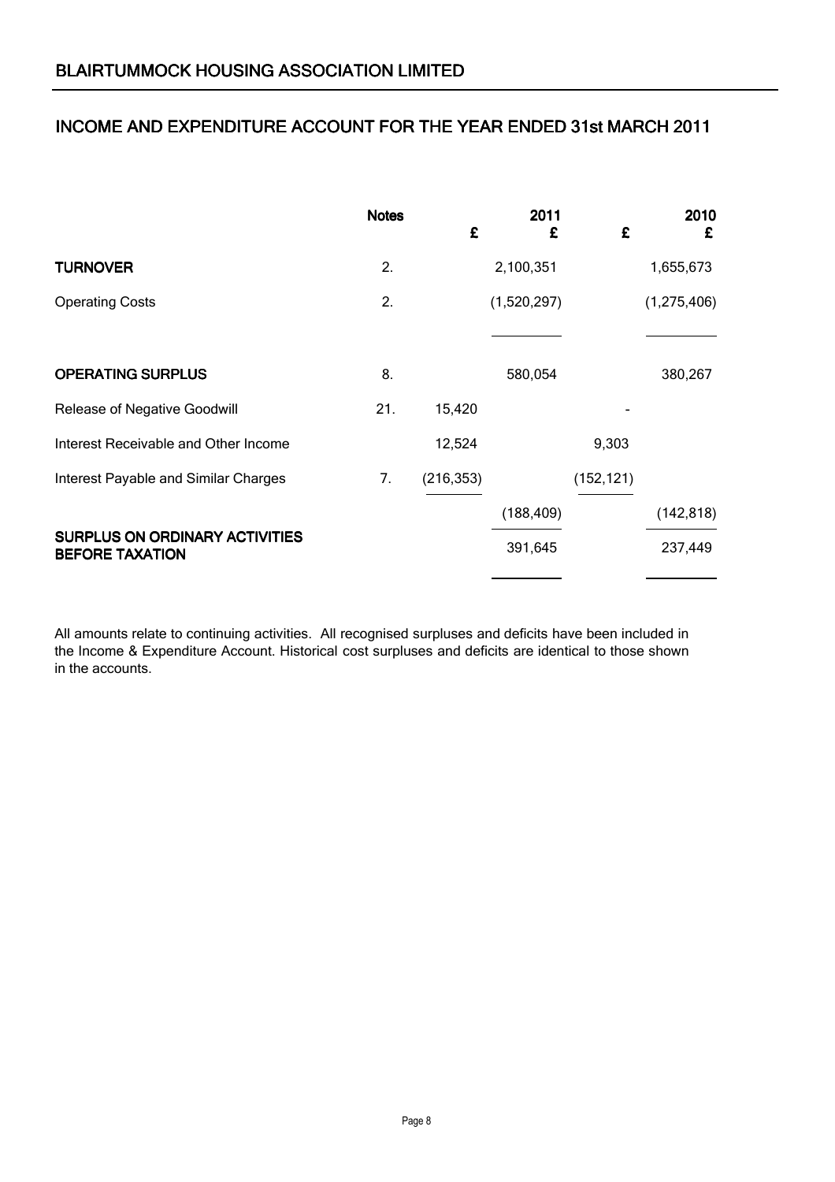## BLAIRTUMMOCK HOUSING ASSOCIATION LIMITED

## INCOME AND EXPENDITURE ACCOUNT FOR THE YEAR ENDED 31st MARCH 2011

| | Notes | 2011 £ | 2011 £ | 2010 £ | 2010 £ |
|---|---|---|---|---|---|
| **TURNOVER** | 2. | | 2,100,351 | | 1,655,673 |
| Operating Costs | 2. | | (1,520,297) | | (1,275,406) |
| **OPERATING SURPLUS** | 8. | | 580,054 | | 380,267 |
| Release of Negative Goodwill | 21. | 15,420 | | - | |
| Interest Receivable and Other Income | | 12,524 | | 9,303 | |
| Interest Payable and Similar Charges | 7. | (216,353) | | (152,121) | |
| | | | (188,409) | | (142,818) |
| **SURPLUS ON ORDINARY ACTIVITIES BEFORE TAXATION** | | | 391,645 | | 237,449 |

All amounts relate to continuing activities. All recognised surpluses and deficits have been included in the Income & Expenditure Account. Historical cost surpluses and deficits are identical to those shown in the accounts.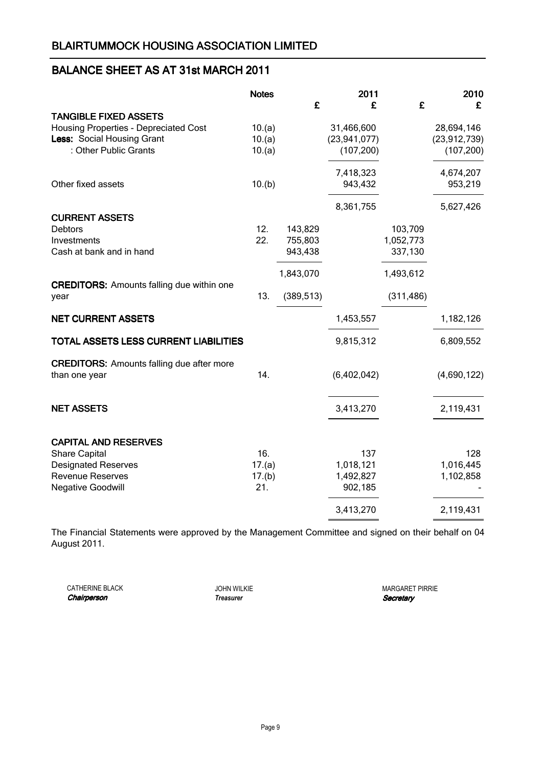## BLAIRTUMMOCK HOUSING ASSOCIATION LIMITED

## BALANCE SHEET AS AT 31st MARCH 2011

| | Notes | 2011 £ | 2011 £ | 2010 £ | 2010 £ |
|---|---|---|---|---|---|
| **TANGIBLE FIXED ASSETS** | | | | | |
| Housing Properties - Depreciated Cost | 10.(a) | | 31,466,600 | | 28,694,146 |
| **Less:** Social Housing Grant | 10.(a) | | (23,941,077) | | (23,912,739) |
| : Other Public Grants | 10.(a) | | (107,200) | | (107,200) |
| | | | 7,418,323 | | 4,674,207 |
| Other fixed assets | 10.(b) | | 943,432 | | 953,219 |
| | | | 8,361,755 | | 5,627,426 |
| **CURRENT ASSETS** | | | | | |
| Debtors | 12. | 143,829 | | 103,709 | |
| Investments | 22. | 755,803 | | 1,052,773 | |
| Cash at bank and in hand | | 943,438 | | 337,130 | |
| | | 1,843,070 | | 1,493,612 | |
| **CREDITORS:** Amounts falling due within one year | 13. | (389,513) | | (311,486) | |
| **NET CURRENT ASSETS** | | | 1,453,557 | | 1,182,126 |
| **TOTAL ASSETS LESS CURRENT LIABILITIES** | | | 9,815,312 | | 6,809,552 |
| **CREDITORS:** Amounts falling due after more than one year | 14. | | (6,402,042) | | (4,690,122) |
| **NET ASSETS** | | | 3,413,270 | | 2,119,431 |
| **CAPITAL AND RESERVES** | | | | | |
| Share Capital | 16. | | 137 | | 128 |
| Designated Reserves | 17.(a) | | 1,018,121 | | 1,016,445 |
| Revenue Reserves | 17.(b) | | 1,492,827 | | 1,102,858 |
| Negative Goodwill | 21. | | 902,185 | | - |
| | | | 3,413,270 | | 2,119,431 |

The Financial Statements were approved by the Management Committee and signed on their behalf on 04 August 2011.

CATHERINE BLACK
*Chairperson*

JOHN WILKIE
*Treasurer*

MARGARET PIRRIE
*Secretary*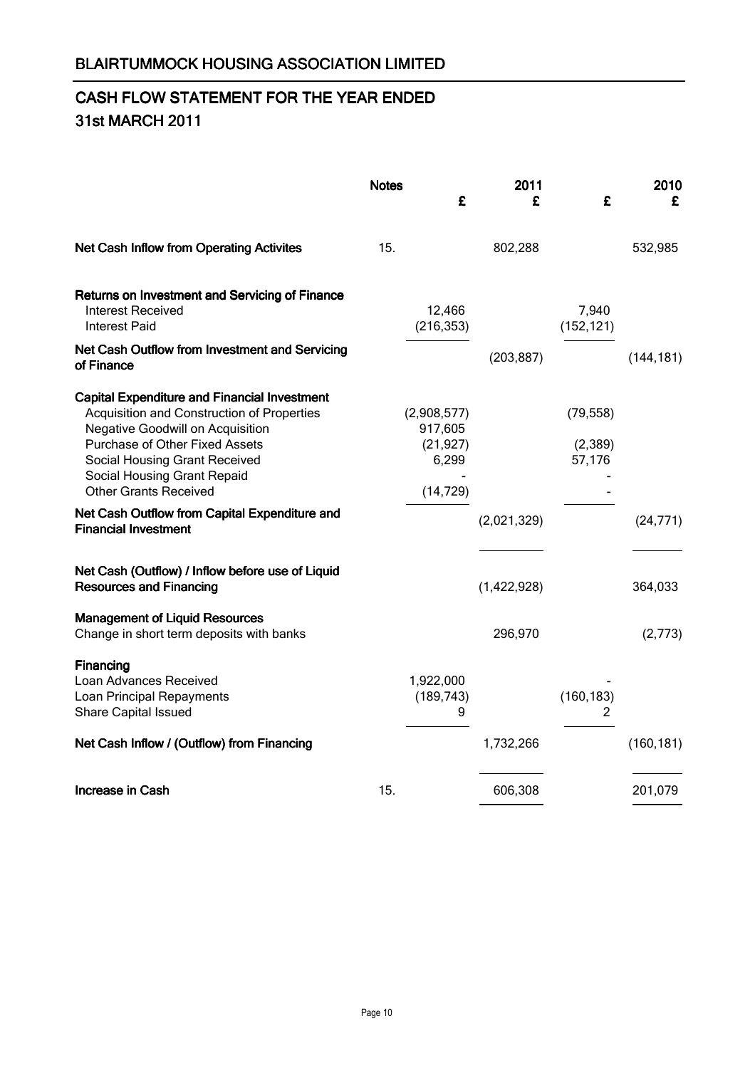## BLAIRTUMMOCK HOUSING ASSOCIATION LIMITED

# CASH FLOW STATEMENT FOR THE YEAR ENDED
## 31st MARCH 2011

| | Notes | 2011 £ | 2011 £ | 2010 £ | 2010 £ |
|---|---|---|---|---|---|
| **Net Cash Inflow from Operating Activites** | 15. | | 802,288 | | 532,985 |
| **Returns on Investment and Servicing of Finance** | | | | | |
| Interest Received | | 12,466 | | 7,940 | |
| Interest Paid | | (216,353) | | (152,121) | |
| **Net Cash Outflow from Investment and Servicing of Finance** | | | (203,887) | | (144,181) |
| **Capital Expenditure and Financial Investment** | | | | | |
| Acquisition and Construction of Properties | | (2,908,577) | | (79,558) | |
| Negative Goodwill on Acquisition | | 917,605 | | | |
| Purchase of Other Fixed Assets | | (21,927) | | (2,389) | |
| Social Housing Grant Received | | 6,299 | | 57,176 | |
| Social Housing Grant Repaid | | - | | - | |
| Other Grants Received | | (14,729) | | - | |
| **Net Cash Outflow from Capital Expenditure and Financial Investment** | | | (2,021,329) | | (24,771) |
| **Net Cash (Outflow) / Inflow before use of Liquid Resources and Financing** | | | (1,422,928) | | 364,033 |
| **Management of Liquid Resources** | | | | | |
| Change in short term deposits with banks | | | 296,970 | | (2,773) |
| **Financing** | | | | | |
| Loan Advances Received | | 1,922,000 | | - | |
| Loan Principal Repayments | | (189,743) | | (160,183) | |
| Share Capital Issued | | 9 | | 2 | |
| **Net Cash Inflow / (Outflow) from Financing** | | | 1,732,266 | | (160,181) |
| **Increase in Cash** | 15. | | 606,308 | | 201,079 |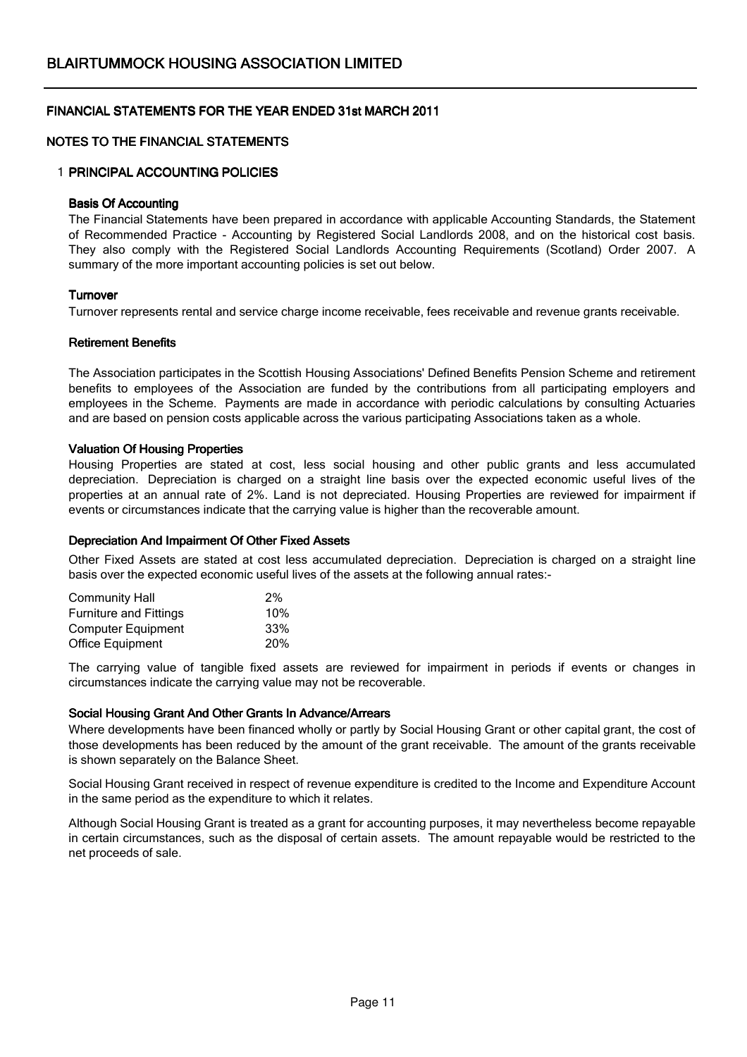# BLAIRTUMMOCK HOUSING ASSOCIATION LIMITED

## FINANCIAL STATEMENTS FOR THE YEAR ENDED 31st MARCH 2011

## NOTES TO THE FINANCIAL STATEMENTS

### 1 PRINCIPAL ACCOUNTING POLICIES

**Basis Of Accounting**

The Financial Statements have been prepared in accordance with applicable Accounting Standards, the Statement of Recommended Practice - Accounting by Registered Social Landlords 2008, and on the historical cost basis. They also comply with the Registered Social Landlords Accounting Requirements (Scotland) Order 2007. A summary of the more important accounting policies is set out below.

**Turnover**

Turnover represents rental and service charge income receivable, fees receivable and revenue grants receivable.

**Retirement Benefits**

The Association participates in the Scottish Housing Associations' Defined Benefits Pension Scheme and retirement benefits to employees of the Association are funded by the contributions from all participating employers and employees in the Scheme. Payments are made in accordance with periodic calculations by consulting Actuaries and are based on pension costs applicable across the various participating Associations taken as a whole.

**Valuation Of Housing Properties**

Housing Properties are stated at cost, less social housing and other public grants and less accumulated depreciation. Depreciation is charged on a straight line basis over the expected economic useful lives of the properties at an annual rate of 2%. Land is not depreciated. Housing Properties are reviewed for impairment if events or circumstances indicate that the carrying value is higher than the recoverable amount.

**Depreciation And Impairment Of Other Fixed Assets**

Other Fixed Assets are stated at cost less accumulated depreciation. Depreciation is charged on a straight line basis over the expected economic useful lives of the assets at the following annual rates:-

| | |
|---|---|
| Community Hall | 2% |
| Furniture and Fittings | 10% |
| Computer Equipment | 33% |
| Office Equipment | 20% |

The carrying value of tangible fixed assets are reviewed for impairment in periods if events or changes in circumstances indicate the carrying value may not be recoverable.

**Social Housing Grant And Other Grants In Advance/Arrears**

Where developments have been financed wholly or partly by Social Housing Grant or other capital grant, the cost of those developments has been reduced by the amount of the grant receivable. The amount of the grants receivable is shown separately on the Balance Sheet.

Social Housing Grant received in respect of revenue expenditure is credited to the Income and Expenditure Account in the same period as the expenditure to which it relates.

Although Social Housing Grant is treated as a grant for accounting purposes, it may nevertheless become repayable in certain circumstances, such as the disposal of certain assets. The amount repayable would be restricted to the net proceeds of sale.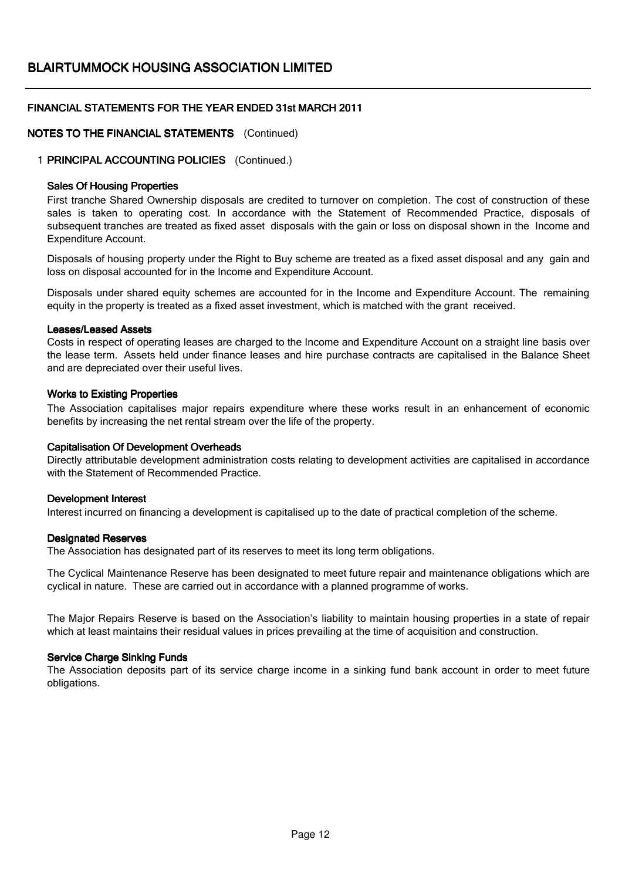# BLAIRTUMMOCK HOUSING ASSOCIATION LIMITED

**FINANCIAL STATEMENTS FOR THE YEAR ENDED 31st MARCH 2011**

**NOTES TO THE FINANCIAL STATEMENTS** (Continued)

1 **PRINCIPAL ACCOUNTING POLICIES** (Continued.)

**Sales Of Housing Properties**

First tranche Shared Ownership disposals are credited to turnover on completion. The cost of construction of these sales is taken to operating cost. In accordance with the Statement of Recommended Practice, disposals of subsequent tranches are treated as fixed asset disposals with the gain or loss on disposal shown in the Income and Expenditure Account.

Disposals of housing property under the Right to Buy scheme are treated as a fixed asset disposal and any gain and loss on disposal accounted for in the Income and Expenditure Account.

Disposals under shared equity schemes are accounted for in the Income and Expenditure Account. The remaining equity in the property is treated as a fixed asset investment, which is matched with the grant received.

**Leases/Leased Assets**

Costs in respect of operating leases are charged to the Income and Expenditure Account on a straight line basis over the lease term. Assets held under finance leases and hire purchase contracts are capitalised in the Balance Sheet and are depreciated over their useful lives.

**Works to Existing Properties**

The Association capitalises major repairs expenditure where these works result in an enhancement of economic benefits by increasing the net rental stream over the life of the property.

**Capitalisation Of Development Overheads**

Directly attributable development administration costs relating to development activities are capitalised in accordance with the Statement of Recommended Practice.

**Development Interest**

Interest incurred on financing a development is capitalised up to the date of practical completion of the scheme.

**Designated Reserves**

The Association has designated part of its reserves to meet its long term obligations.

The Cyclical Maintenance Reserve has been designated to meet future repair and maintenance obligations which are cyclical in nature. These are carried out in accordance with a planned programme of works.

The Major Repairs Reserve is based on the Association's liability to maintain housing properties in a state of repair which at least maintains their residual values in prices prevailing at the time of acquisition and construction.

**Service Charge Sinking Funds**

The Association deposits part of its service charge income in a sinking fund bank account in order to meet future obligations.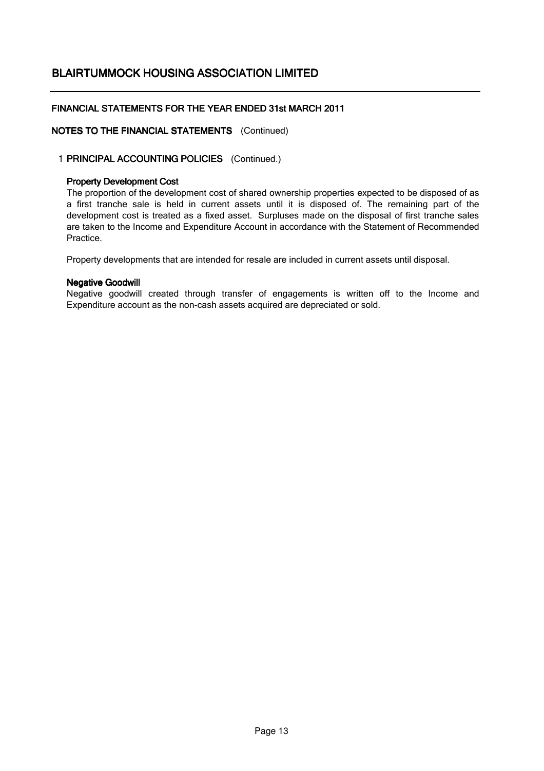# BLAIRTUMMOCK HOUSING ASSOCIATION LIMITED

## FINANCIAL STATEMENTS FOR THE YEAR ENDED 31st MARCH 2011

## NOTES TO THE FINANCIAL STATEMENTS (Continued)

### 1 PRINCIPAL ACCOUNTING POLICIES (Continued.)

**Property Development Cost**

The proportion of the development cost of shared ownership properties expected to be disposed of as a first tranche sale is held in current assets until it is disposed of. The remaining part of the development cost is treated as a fixed asset. Surpluses made on the disposal of first tranche sales are taken to the Income and Expenditure Account in accordance with the Statement of Recommended Practice.

Property developments that are intended for resale are included in current assets until disposal.

**Negative Goodwill**

Negative goodwill created through transfer of engagements is written off to the Income and Expenditure account as the non-cash assets acquired are depreciated or sold.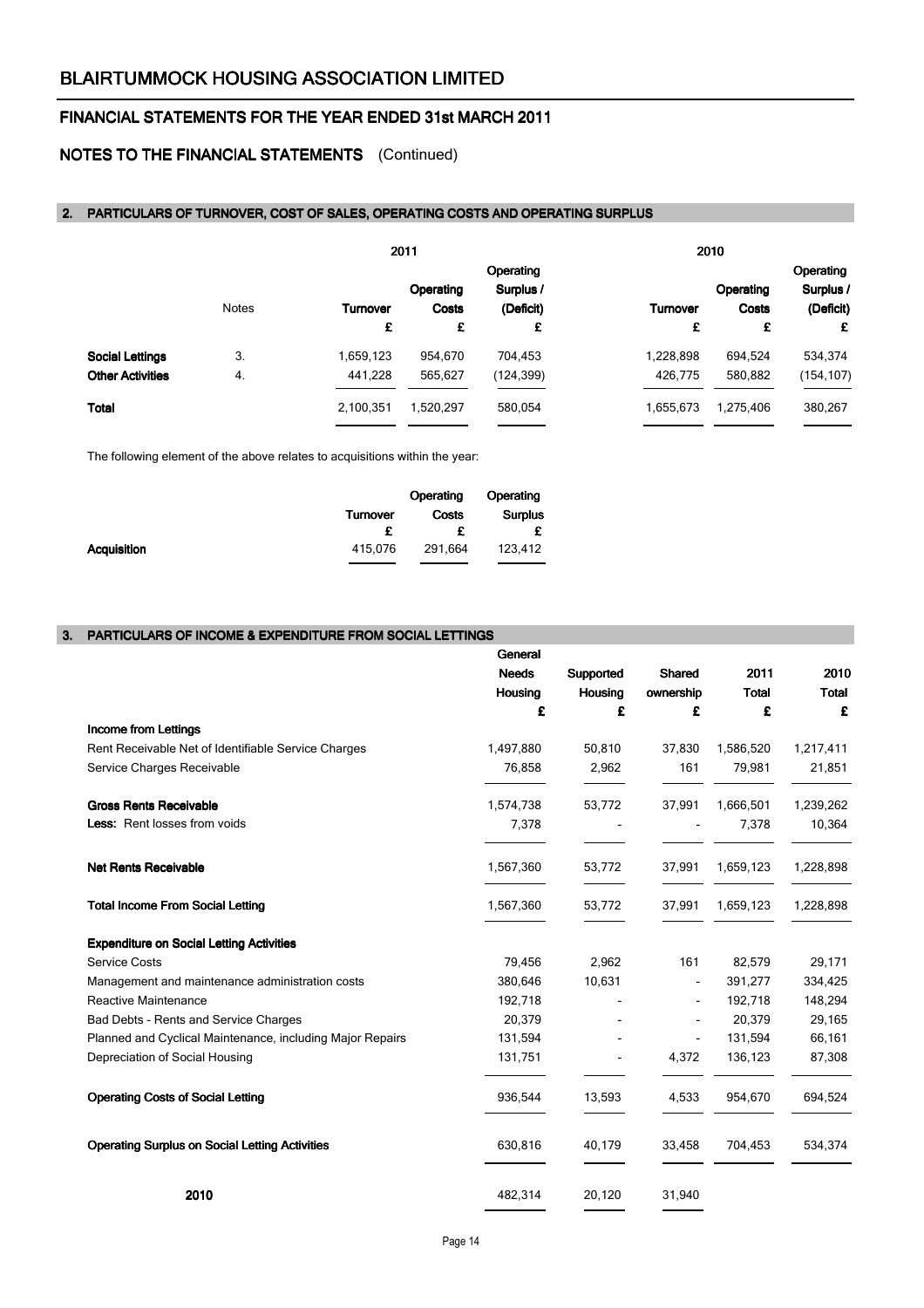## NOTES TO THE FINANCIAL STATEMENTS (Continued)

### 2. PARTICULARS OF TURNOVER, COST OF SALES, OPERATING COSTS AND OPERATING SURPLUS

| | Notes | 2011 Turnover | 2011 Operating Costs | 2011 Operating Surplus / (Deficit) | 2010 Turnover | 2010 Operating Costs | 2010 Operating Surplus / (Deficit) |
|---|---|---|---|---|---|---|---|
| | | £ | £ | £ | £ | £ | £ |
| **Social Lettings** | 3. | 1,659,123 | 954,670 | 704,453 | 1,228,898 | 694,524 | 534,374 |
| **Other Activities** | 4. | 441,228 | 565,627 | (124,399) | 426,775 | 580,882 | (154,107) |
| **Total** | | 2,100,351 | 1,520,297 | 580,054 | 1,655,673 | 1,275,406 | 380,267 |

The following element of the above relates to acquisitions within the year:

| | Turnover | Operating Costs | Operating Surplus |
|---|---|---|---|
| | £ | £ | £ |
| **Acquisition** | 415,076 | 291,664 | 123,412 |

### 3. PARTICULARS OF INCOME & EXPENDITURE FROM SOCIAL LETTINGS

| | General Needs Housing | Supported Housing | Shared ownership | 2011 Total | 2010 Total |
|---|---|---|---|---|---|
| | £ | £ | £ | £ | £ |
| **Income from Lettings** | | | | | |
| Rent Receivable Net of Identifiable Service Charges | 1,497,880 | 50,810 | 37,830 | 1,586,520 | 1,217,411 |
| Service Charges Receivable | 76,858 | 2,962 | 161 | 79,981 | 21,851 |
| **Gross Rents Receivable** | 1,574,738 | 53,772 | 37,991 | 1,666,501 | 1,239,262 |
| **Less:** Rent losses from voids | 7,378 | - | - | 7,378 | 10,364 |
| **Net Rents Receivable** | 1,567,360 | 53,772 | 37,991 | 1,659,123 | 1,228,898 |
| **Total Income From Social Letting** | 1,567,360 | 53,772 | 37,991 | 1,659,123 | 1,228,898 |
| **Expenditure on Social Letting Activities** | | | | | |
| Service Costs | 79,456 | 2,962 | 161 | 82,579 | 29,171 |
| Management and maintenance administration costs | 380,646 | 10,631 | - | 391,277 | 334,425 |
| Reactive Maintenance | 192,718 | - | - | 192,718 | 148,294 |
| Bad Debts - Rents and Service Charges | 20,379 | - | - | 20,379 | 29,165 |
| Planned and Cyclical Maintenance, including Major Repairs | 131,594 | - | - | 131,594 | 66,161 |
| Depreciation of Social Housing | 131,751 | - | 4,372 | 136,123 | 87,308 |
| **Operating Costs of Social Letting** | 936,544 | 13,593 | 4,533 | 954,670 | 694,524 |
| **Operating Surplus on Social Letting Activities** | 630,816 | 40,179 | 33,458 | 704,453 | 534,374 |
| **2010** | 482,314 | 20,120 | 31,940 | | |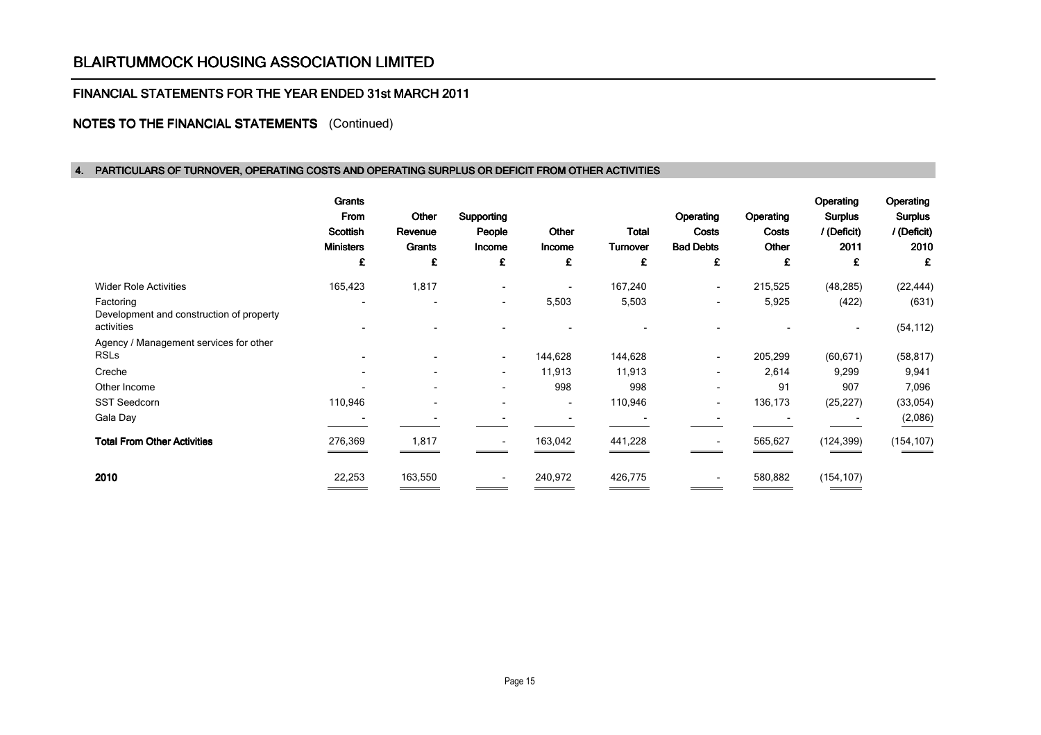# BLAIRTUMMOCK HOUSING ASSOCIATION LIMITED

## FINANCIAL STATEMENTS FOR THE YEAR ENDED 31st MARCH 2011

## NOTES TO THE FINANCIAL STATEMENTS (Continued)

### 4. PARTICULARS OF TURNOVER, OPERATING COSTS AND OPERATING SURPLUS OR DEFICIT FROM OTHER ACTIVITIES

| | Grants From Scottish Ministers £ | Other Revenue Grants £ | Supporting People Income £ | Other Income £ | Total Turnover £ | Operating Costs Bad Debts £ | Operating Costs Other £ | Operating Surplus / (Deficit) 2011 £ | Operating Surplus / (Deficit) 2010 £ |
|---|---|---|---|---|---|---|---|---|---|
| Wider Role Activities | 165,423 | 1,817 | - | - | 167,240 | - | 215,525 | (48,285) | (22,444) |
| Factoring | - | - | - | 5,503 | 5,503 | - | 5,925 | (422) | (631) |
| Development and construction of property activities | - | - | - | - | - | - | - | - | (54,112) |
| Agency / Management services for other RSLs | - | - | - | 144,628 | 144,628 | - | 205,299 | (60,671) | (58,817) |
| Creche | - | - | - | 11,913 | 11,913 | - | 2,614 | 9,299 | 9,941 |
| Other Income | - | - | - | 998 | 998 | - | 91 | 907 | 7,096 |
| SST Seedcorn | 110,946 | - | - | - | 110,946 | - | 136,173 | (25,227) | (33,054) |
| Gala Day | - | - | - | - | - | - | - | - | (2,086) |
| **Total From Other Activities** | 276,369 | 1,817 | - | 163,042 | 441,228 | - | 565,627 | (124,399) | (154,107) |
| **2010** | 22,253 | 163,550 | - | 240,972 | 426,775 | - | 580,882 | (154,107) | |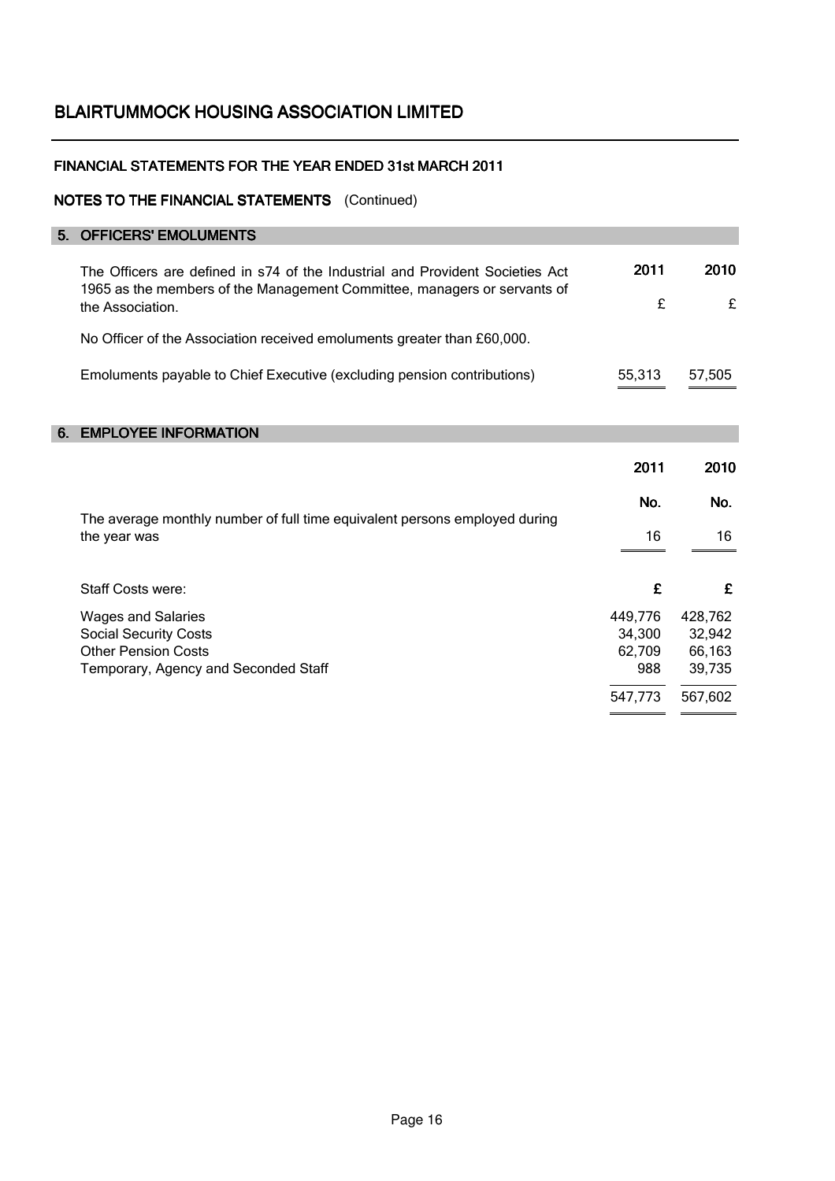# BLAIRTUMMOCK HOUSING ASSOCIATION LIMITED

## FINANCIAL STATEMENTS FOR THE YEAR ENDED 31st MARCH 2011

## NOTES TO THE FINANCIAL STATEMENTS (Continued)

### 5. OFFICERS' EMOLUMENTS

| | 2011 | 2010 |
|---|---|---|
| The Officers are defined in s74 of the Industrial and Provident Societies Act 1965 as the members of the Management Committee, managers or servants of the Association. | £ | £ |
| No Officer of the Association received emoluments greater than £60,000. | | |
| Emoluments payable to Chief Executive (excluding pension contributions) | 55,313 | 57,505 |

### 6. EMPLOYEE INFORMATION

| | 2011 | 2010 |
|---|---|---|
| | No. | No. |
| The average monthly number of full time equivalent persons employed during the year was | 16 | 16 |
| Staff Costs were: | £ | £ |
| Wages and Salaries | 449,776 | 428,762 |
| Social Security Costs | 34,300 | 32,942 |
| Other Pension Costs | 62,709 | 66,163 |
| Temporary, Agency and Seconded Staff | 988 | 39,735 |
| | 547,773 | 567,602 |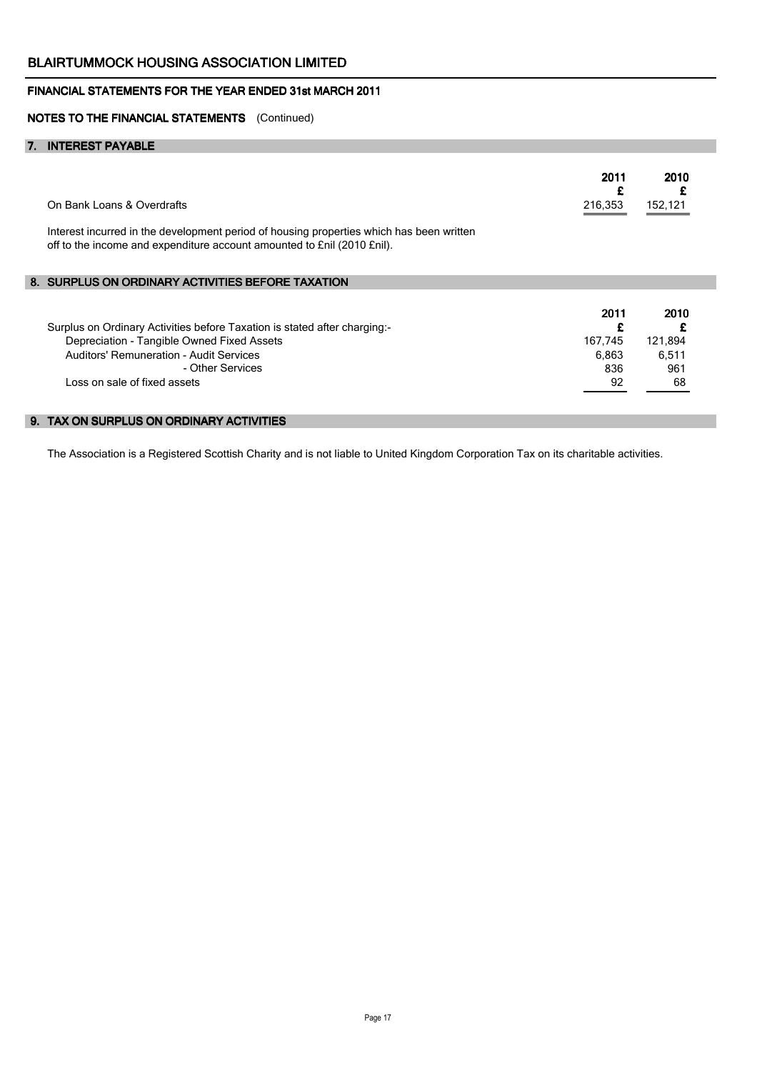# BLAIRTUMMOCK HOUSING ASSOCIATION LIMITED

## FINANCIAL STATEMENTS FOR THE YEAR ENDED 31st MARCH 2011

### NOTES TO THE FINANCIAL STATEMENTS (Continued)

### 7. INTEREST PAYABLE

| | 2011 £ | 2010 £ |
|---|---|---|
| On Bank Loans & Overdrafts | 216,353 | 152,121 |

Interest incurred in the development period of housing properties which has been written off to the income and expenditure account amounted to £nil (2010 £nil).

### 8. SURPLUS ON ORDINARY ACTIVITIES BEFORE TAXATION

| | 2011 £ | 2010 £ |
|---|---|---|
| Surplus on Ordinary Activities before Taxation is stated after charging:- | | |
| Depreciation - Tangible Owned Fixed Assets | 167,745 | 121,894 |
| Auditors' Remuneration - Audit Services | 6,863 | 6,511 |
| - Other Services | 836 | 961 |
| Loss on sale of fixed assets | 92 | 68 |

### 9. TAX ON SURPLUS ON ORDINARY ACTIVITIES

The Association is a Registered Scottish Charity and is not liable to United Kingdom Corporation Tax on its charitable activities.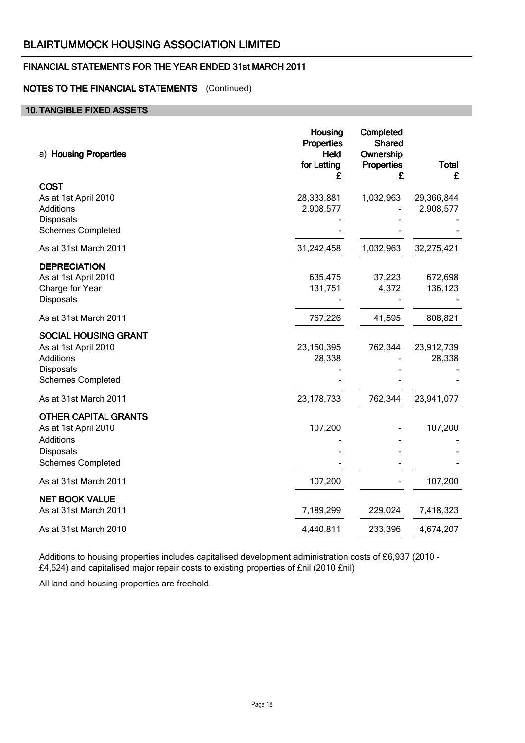## NOTES TO THE FINANCIAL STATEMENTS (Continued)

### 10. TANGIBLE FIXED ASSETS

| a) **Housing Properties** | **Housing Properties Held for Letting £** | **Completed Shared Ownership Properties £** | **Total £** |
|---|---|---|---|
| **COST** | | | |
| As at 1st April 2010 | 28,333,881 | 1,032,963 | 29,366,844 |
| Additions | 2,908,577 | - | 2,908,577 |
| Disposals | - | - | - |
| Schemes Completed | - | - | - |
| As at 31st March 2011 | 31,242,458 | 1,032,963 | 32,275,421 |
| **DEPRECIATION** | | | |
| As at 1st April 2010 | 635,475 | 37,223 | 672,698 |
| Charge for Year | 131,751 | 4,372 | 136,123 |
| Disposals | - | - | - |
| As at 31st March 2011 | 767,226 | 41,595 | 808,821 |
| **SOCIAL HOUSING GRANT** | | | |
| As at 1st April 2010 | 23,150,395 | 762,344 | 23,912,739 |
| Additions | 28,338 | - | 28,338 |
| Disposals | - | - | - |
| Schemes Completed | - | - | - |
| As at 31st March 2011 | 23,178,733 | 762,344 | 23,941,077 |
| **OTHER CAPITAL GRANTS** | | | |
| As at 1st April 2010 | 107,200 | - | 107,200 |
| Additions | - | - | - |
| Disposals | - | - | - |
| Schemes Completed | - | - | - |
| As at 31st March 2011 | 107,200 | - | 107,200 |
| **NET BOOK VALUE** | | | |
| As at 31st March 2011 | 7,189,299 | 229,024 | 7,418,323 |
| As at 31st March 2010 | 4,440,811 | 233,396 | 4,674,207 |

Additions to housing properties includes capitalised development administration costs of £6,937 (2010 - £4,524) and capitalised major repair costs to existing properties of £nil (2010 £nil)

All land and housing properties are freehold.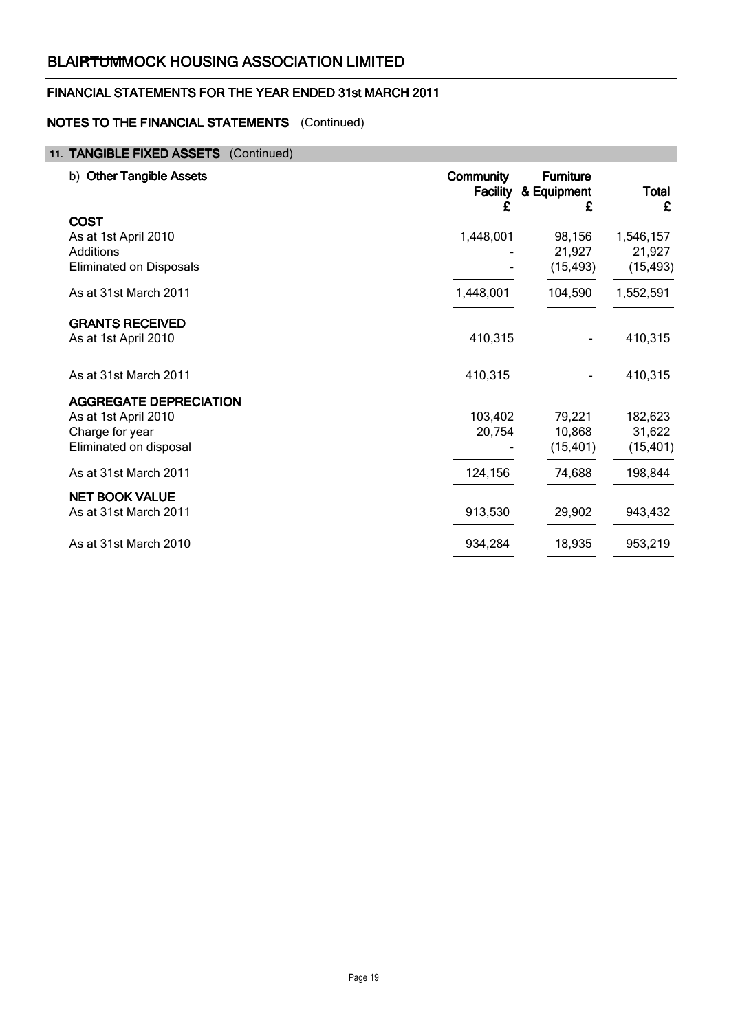# BLAIRTUMMOCK HOUSING ASSOCIATION LIMITED

## FINANCIAL STATEMENTS FOR THE YEAR ENDED 31st MARCH 2011

### NOTES TO THE FINANCIAL STATEMENTS (Continued)

### 11. TANGIBLE FIXED ASSETS (Continued)

| b) **Other Tangible Assets** | **Community Facility £** | **Furniture & Equipment £** | **Total £** |
|---|---|---|---|
| **COST** | | | |
| As at 1st April 2010 | 1,448,001 | 98,156 | 1,546,157 |
| Additions | - | 21,927 | 21,927 |
| Eliminated on Disposals | - | (15,493) | (15,493) |
| As at 31st March 2011 | 1,448,001 | 104,590 | 1,552,591 |
| **GRANTS RECEIVED** | | | |
| As at 1st April 2010 | 410,315 | - | 410,315 |
| As at 31st March 2011 | 410,315 | - | 410,315 |
| **AGGREGATE DEPRECIATION** | | | |
| As at 1st April 2010 | 103,402 | 79,221 | 182,623 |
| Charge for year | 20,754 | 10,868 | 31,622 |
| Eliminated on disposal | - | (15,401) | (15,401) |
| As at 31st March 2011 | 124,156 | 74,688 | 198,844 |
| **NET BOOK VALUE** | | | |
| As at 31st March 2011 | 913,530 | 29,902 | 943,432 |
| As at 31st March 2010 | 934,284 | 18,935 | 953,219 |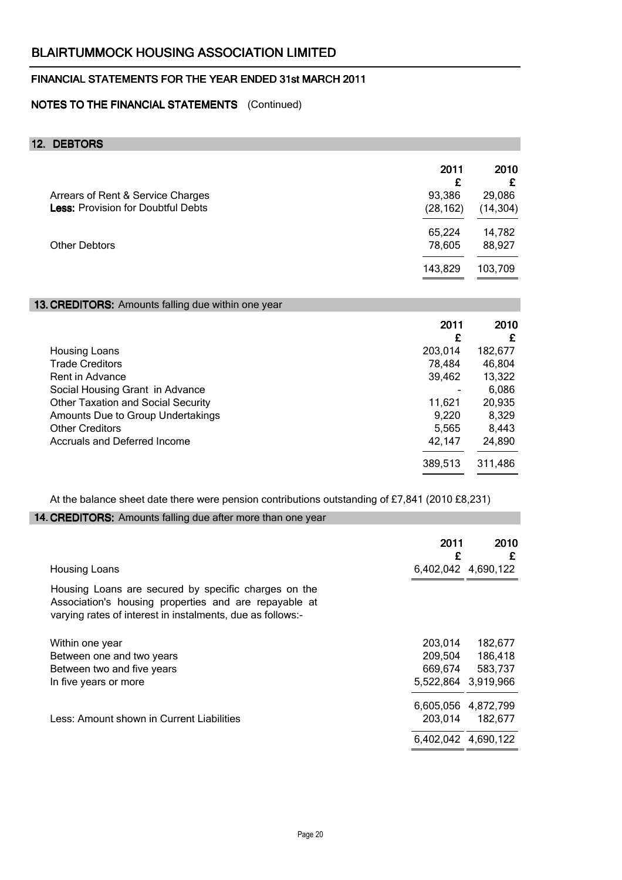# BLAIRTUMMOCK HOUSING ASSOCIATION LIMITED

## FINANCIAL STATEMENTS FOR THE YEAR ENDED 31st MARCH 2011

### NOTES TO THE FINANCIAL STATEMENTS (Continued)

### 12. DEBTORS

| | 2011 | 2010 |
|---|---|---|
| | £ | £ |
| Arrears of Rent & Service Charges | 93,386 | 29,086 |
| **Less:** Provision for Doubtful Debts | (28,162) | (14,304) |
| | 65,224 | 14,782 |
| Other Debtors | 78,605 | 88,927 |
| | 143,829 | 103,709 |

### 13. CREDITORS: Amounts falling due within one year

| | 2011 | 2010 |
|---|---|---|
| | £ | £ |
| Housing Loans | 203,014 | 182,677 |
| Trade Creditors | 78,484 | 46,804 |
| Rent in Advance | 39,462 | 13,322 |
| Social Housing Grant in Advance | - | 6,086 |
| Other Taxation and Social Security | 11,621 | 20,935 |
| Amounts Due to Group Undertakings | 9,220 | 8,329 |
| Other Creditors | 5,565 | 8,443 |
| Accruals and Deferred Income | 42,147 | 24,890 |
| | 389,513 | 311,486 |

At the balance sheet date there were pension contributions outstanding of £7,841 (2010 £8,231)

### 14. CREDITORS: Amounts falling due after more than one year

| | 2011 | 2010 |
|---|---|---|
| | £ | £ |
| Housing Loans | 6,402,042 | 4,690,122 |

Housing Loans are secured by specific charges on the Association's housing properties and are repayable at varying rates of interest in instalments, due as follows:-

| | 2011 | 2010 |
|---|---|---|
| Within one year | 203,014 | 182,677 |
| Between one and two years | 209,504 | 186,418 |
| Between two and five years | 669,674 | 583,737 |
| In five years or more | 5,522,864 | 3,919,966 |
| | 6,605,056 | 4,872,799 |
| Less: Amount shown in Current Liabilities | 203,014 | 182,677 |
| | 6,402,042 | 4,690,122 |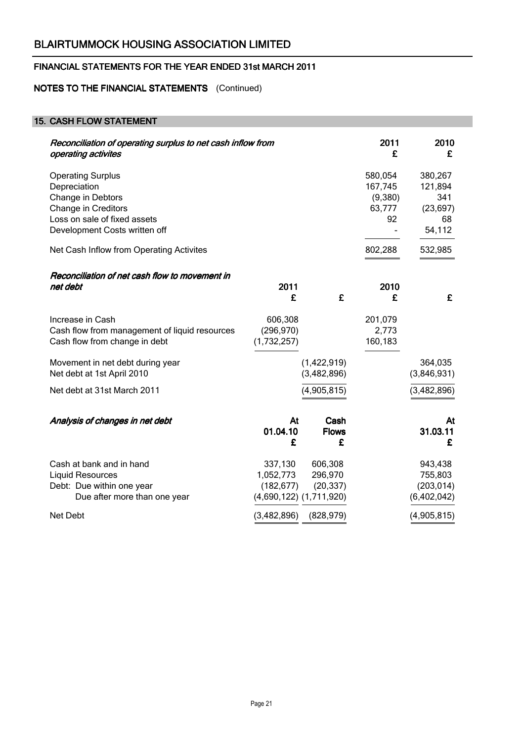## 15. CASH FLOW STATEMENT

| *Reconciliation of operating surplus to net cash inflow from operating activites* | 2011 £ | 2010 £ |
|---|---|---|
| Operating Surplus | 580,054 | 380,267 |
| Depreciation | 167,745 | 121,894 |
| Change in Debtors | (9,380) | 341 |
| Change in Creditors | 63,777 | (23,697) |
| Loss on sale of fixed assets | 92 | 68 |
| Development Costs written off | - | 54,112 |
| Net Cash Inflow from Operating Activites | 802,288 | 532,985 |

| *Reconciliation of net cash flow to movement in net debt* | 2011 £ | £ | 2010 £ | £ |
|---|---|---|---|---|
| Increase in Cash | 606,308 | | 201,079 | |
| Cash flow from management of liquid resources | (296,970) | | 2,773 | |
| Cash flow from change in debt | (1,732,257) | | 160,183 | |
| Movement in net debt during year | | (1,422,919) | | 364,035 |
| Net debt at 1st April 2010 | | (3,482,896) | | (3,846,931) |
| Net debt at 31st March 2011 | | (4,905,815) | | (3,482,896) |

| *Analysis of changes in net debt* | At 01.04.10 £ | Cash Flows £ | At 31.03.11 £ |
|---|---|---|---|
| Cash at bank and in hand | 337,130 | 606,308 | 943,438 |
| Liquid Resources | 1,052,773 | 296,970 | 755,803 |
| Debt: Due within one year | (182,677) | (20,337) | (203,014) |
| Due after more than one year | (4,690,122) | (1,711,920) | (6,402,042) |
| Net Debt | (3,482,896) | (828,979) | (4,905,815) |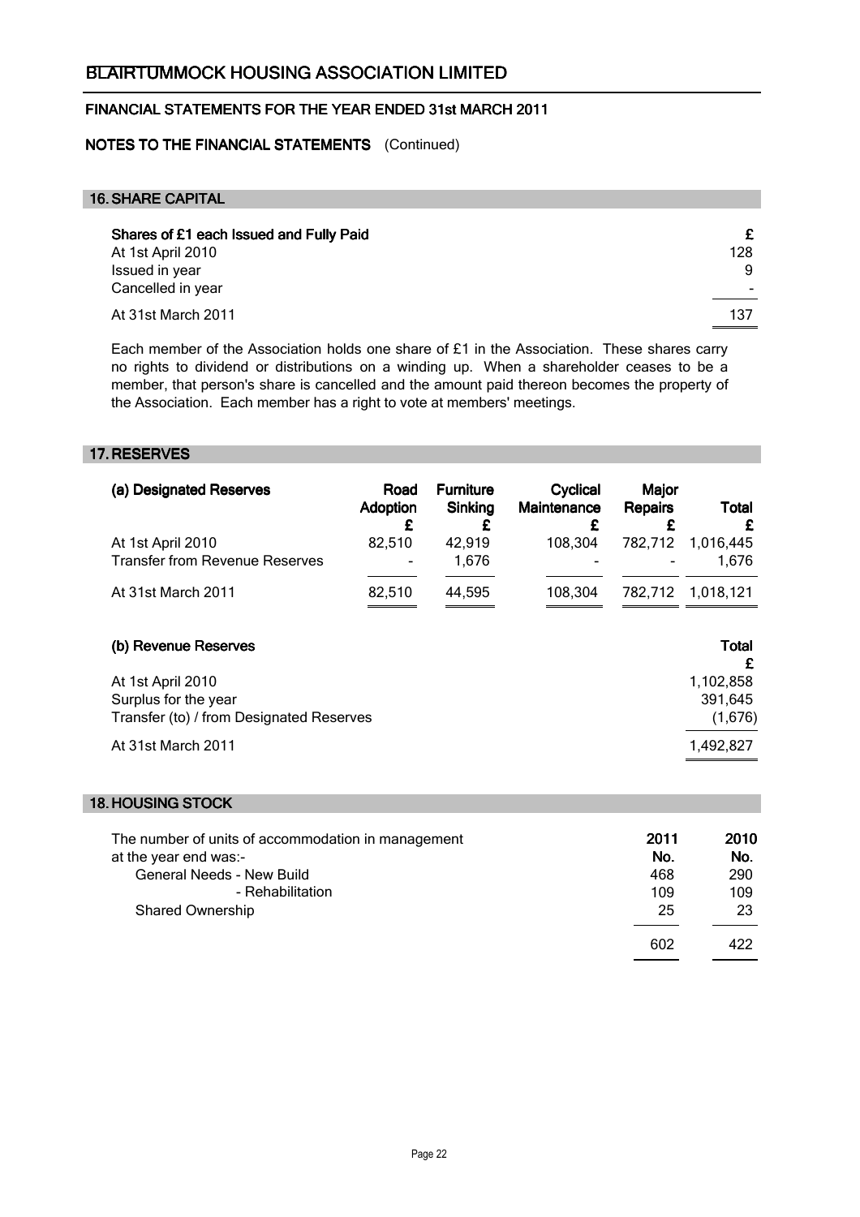# BLAIRTUMMOCK HOUSING ASSOCIATION LIMITED

## FINANCIAL STATEMENTS FOR THE YEAR ENDED 31st MARCH 2011

### NOTES TO THE FINANCIAL STATEMENTS (Continued)

### 16. SHARE CAPITAL

| Shares of £1 each Issued and Fully Paid | £ |
|---|---|
| At 1st April 2010 | 128 |
| Issued in year | 9 |
| Cancelled in year | - |
| At 31st March 2011 | 137 |

Each member of the Association holds one share of £1 in the Association. These shares carry no rights to dividend or distributions on a winding up. When a shareholder ceases to be a member, that person's share is cancelled and the amount paid thereon becomes the property of the Association. Each member has a right to vote at members' meetings.

### 17. RESERVES

| (a) Designated Reserves | Road Adoption £ | Furniture Sinking £ | Cyclical Maintenance £ | Major Repairs £ | Total £ |
|---|---|---|---|---|---|
| At 1st April 2010 | 82,510 | 42,919 | 108,304 | 782,712 | 1,016,445 |
| Transfer from Revenue Reserves | - | 1,676 | - | - | 1,676 |
| At 31st March 2011 | 82,510 | 44,595 | 108,304 | 782,712 | 1,018,121 |

| (b) Revenue Reserves | Total £ |
|---|---|
| At 1st April 2010 | 1,102,858 |
| Surplus for the year | 391,645 |
| Transfer (to) / from Designated Reserves | (1,676) |
| At 31st March 2011 | 1,492,827 |

### 18. HOUSING STOCK

| The number of units of accommodation in management at the year end was:- | 2011 No. | 2010 No. |
|---|---|---|
| General Needs - New Build | 468 | 290 |
| - Rehabilitation | 109 | 109 |
| Shared Ownership | 25 | 23 |
| | 602 | 422 |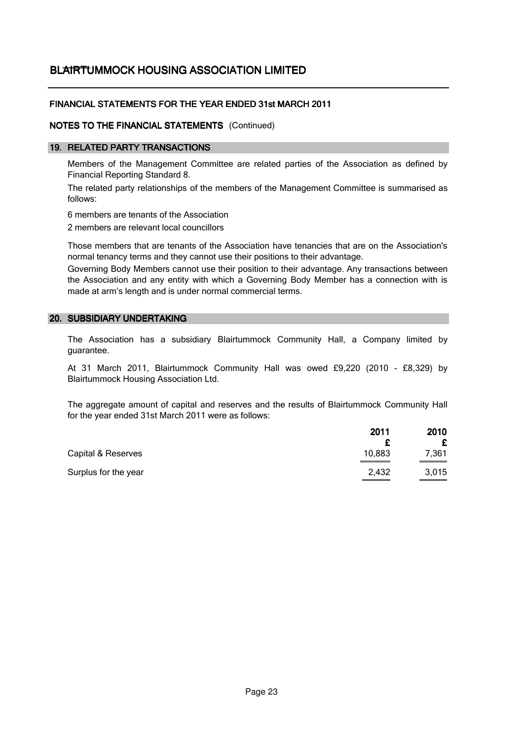# BLAIRTUMMOCK HOUSING ASSOCIATION LIMITED

## FINANCIAL STATEMENTS FOR THE YEAR ENDED 31st MARCH 2011

### NOTES TO THE FINANCIAL STATEMENTS (Continued)

### 19. RELATED PARTY TRANSACTIONS

Members of the Management Committee are related parties of the Association as defined by Financial Reporting Standard 8.

The related party relationships of the members of the Management Committee is summarised as follows:

6 members are tenants of the Association

2 members are relevant local councillors

Those members that are tenants of the Association have tenancies that are on the Association's normal tenancy terms and they cannot use their positions to their advantage.

Governing Body Members cannot use their position to their advantage. Any transactions between the Association and any entity with which a Governing Body Member has a connection with is made at arm's length and is under normal commercial terms.

### 20. SUBSIDIARY UNDERTAKING

The Association has a subsidiary Blairtummock Community Hall, a Company limited by guarantee.

At 31 March 2011, Blairtummock Community Hall was owed £9,220 (2010 - £8,329) by Blairtummock Housing Association Ltd.

The aggregate amount of capital and reserves and the results of Blairtummock Community Hall for the year ended 31st March 2011 were as follows:

| | 2011 £ | 2010 £ |
|---|---|---|
| Capital & Reserves | 10,883 | 7,361 |
| Surplus for the year | 2,432 | 3,015 |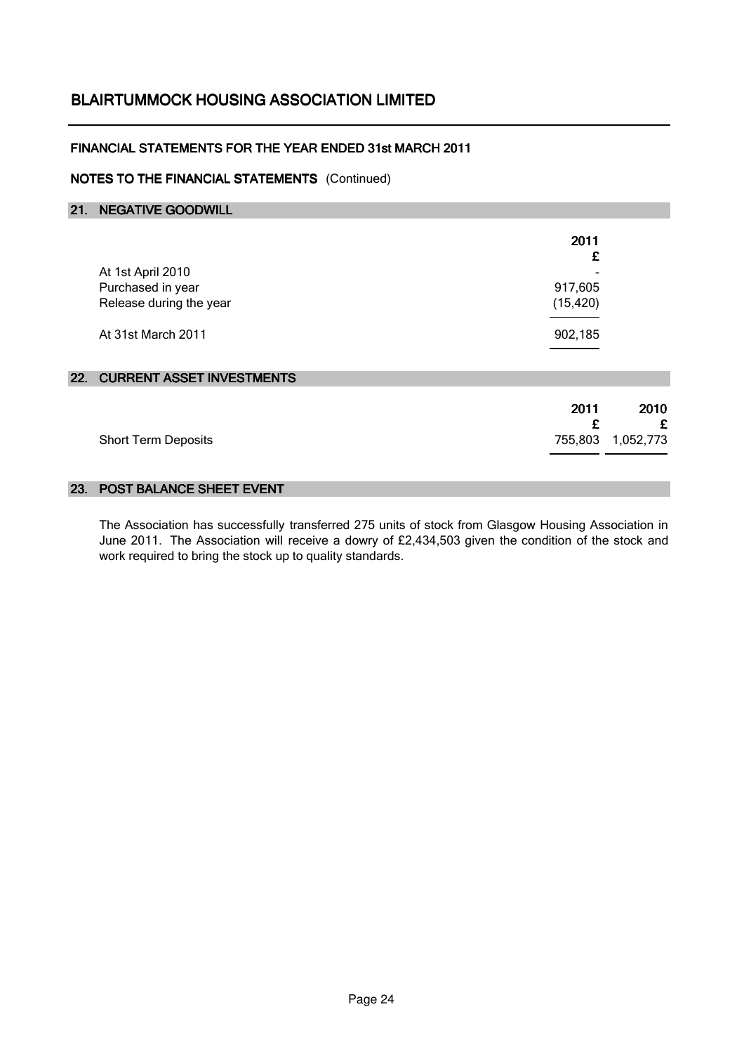# BLAIRTUMMOCK HOUSING ASSOCIATION LIMITED

## FINANCIAL STATEMENTS FOR THE YEAR ENDED 31st MARCH 2011

### NOTES TO THE FINANCIAL STATEMENTS (Continued)

### 21. NEGATIVE GOODWILL

| | 2011 |
|---|---|
| | £ |
| At 1st April 2010 | - |
| Purchased in year | 917,605 |
| Release during the year | (15,420) |
| At 31st March 2011 | 902,185 |

### 22. CURRENT ASSET INVESTMENTS

| | 2011 | 2010 |
|---|---|---|
| | £ | £ |
| Short Term Deposits | 755,803 | 1,052,773 |

### 23. POST BALANCE SHEET EVENT

The Association has successfully transferred 275 units of stock from Glasgow Housing Association in June 2011. The Association will receive a dowry of £2,434,503 given the condition of the stock and work required to bring the stock up to quality standards.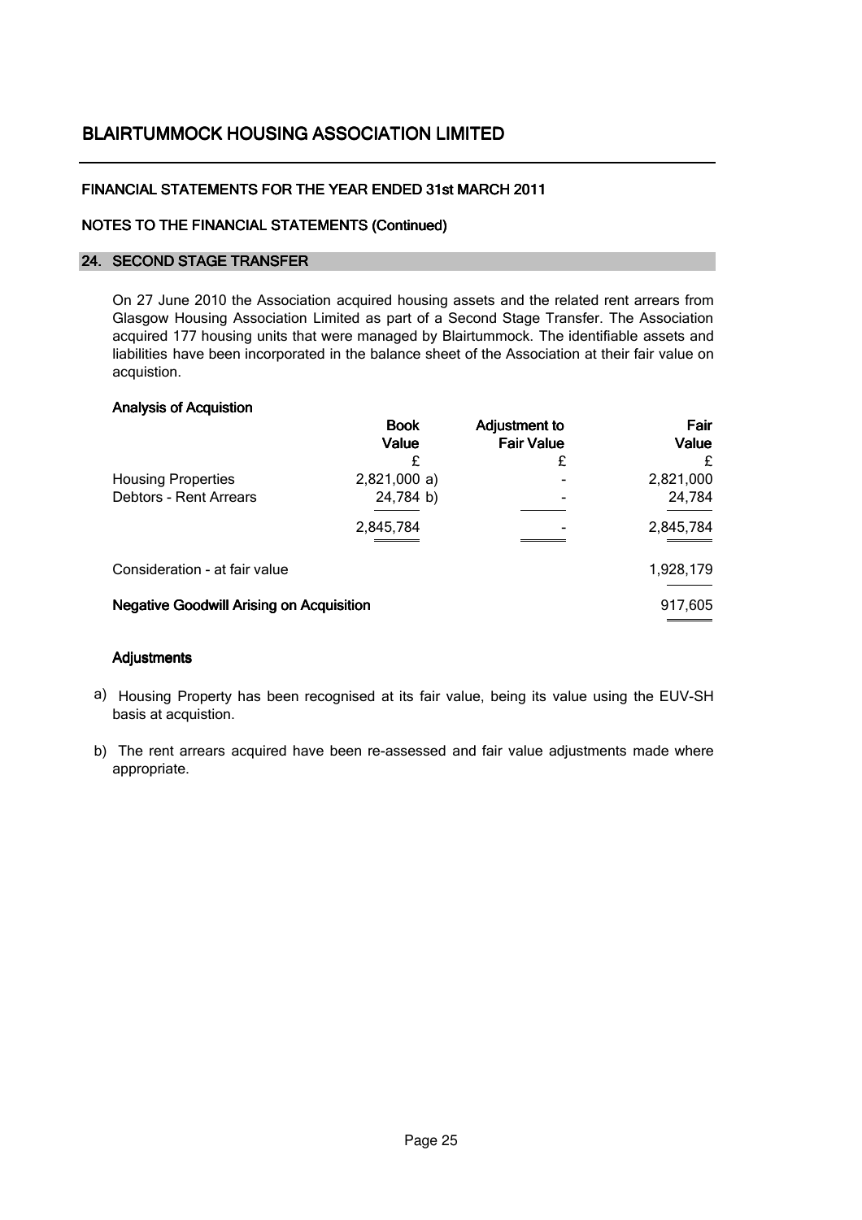# BLAIRTUMMOCK HOUSING ASSOCIATION LIMITED

## FINANCIAL STATEMENTS FOR THE YEAR ENDED 31st MARCH 2011

### NOTES TO THE FINANCIAL STATEMENTS (Continued)

### 24. SECOND STAGE TRANSFER

On 27 June 2010 the Association acquired housing assets and the related rent arrears from Glasgow Housing Association Limited as part of a Second Stage Transfer. The Association acquired 177 housing units that were managed by Blairtummock. The identifiable assets and liabilities have been incorporated in the balance sheet of the Association at their fair value on acquistion.

**Analysis of Acquistion**

| | Book Value | Adjustment to Fair Value | Fair Value |
|---|---|---|---|
| | £ | £ | £ |
| Housing Properties | 2,821,000 a) | - | 2,821,000 |
| Debtors - Rent Arrears | 24,784 b) | - | 24,784 |
| | 2,845,784 | - | 2,845,784 |
| Consideration - at fair value | | | 1,928,179 |
| **Negative Goodwill Arising on Acquisition** | | | 917,605 |

**Adjustments**

a) Housing Property has been recognised at its fair value, being its value using the EUV-SH basis at acquistion.

b) The rent arrears acquired have been re-assessed and fair value adjustments made where appropriate.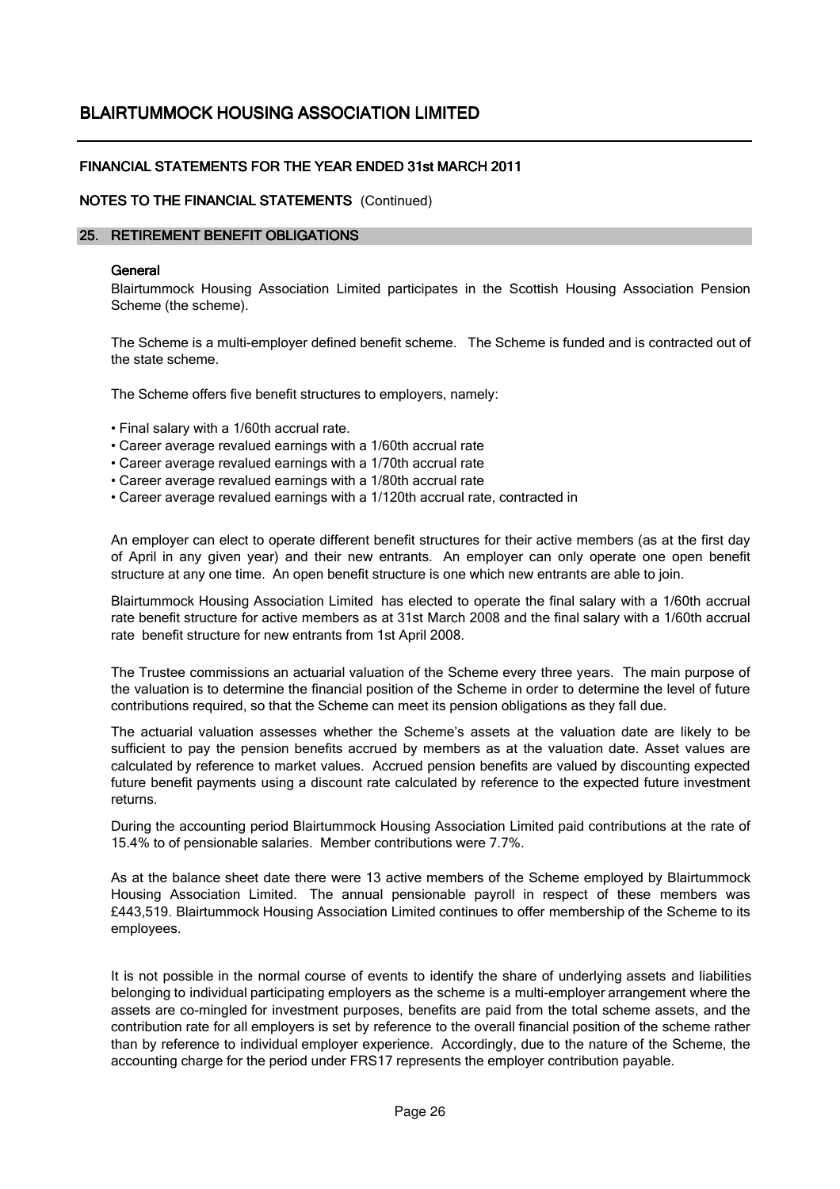# BLAIRTUMMOCK HOUSING ASSOCIATION LIMITED

## FINANCIAL STATEMENTS FOR THE YEAR ENDED 31st MARCH 2011

## NOTES TO THE FINANCIAL STATEMENTS (Continued)

### 25. RETIREMENT BENEFIT OBLIGATIONS

**General**

Blairtummock Housing Association Limited participates in the Scottish Housing Association Pension Scheme (the scheme).

The Scheme is a multi-employer defined benefit scheme. The Scheme is funded and is contracted out of the state scheme.

The Scheme offers five benefit structures to employers, namely:

- Final salary with a 1/60th accrual rate.
- Career average revalued earnings with a 1/60th accrual rate
- Career average revalued earnings with a 1/70th accrual rate
- Career average revalued earnings with a 1/80th accrual rate
- Career average revalued earnings with a 1/120th accrual rate, contracted in

An employer can elect to operate different benefit structures for their active members (as at the first day of April in any given year) and their new entrants. An employer can only operate one open benefit structure at any one time. An open benefit structure is one which new entrants are able to join.

Blairtummock Housing Association Limited has elected to operate the final salary with a 1/60th accrual rate benefit structure for active members as at 31st March 2008 and the final salary with a 1/60th accrual rate benefit structure for new entrants from 1st April 2008.

The Trustee commissions an actuarial valuation of the Scheme every three years. The main purpose of the valuation is to determine the financial position of the Scheme in order to determine the level of future contributions required, so that the Scheme can meet its pension obligations as they fall due.

The actuarial valuation assesses whether the Scheme's assets at the valuation date are likely to be sufficient to pay the pension benefits accrued by members as at the valuation date. Asset values are calculated by reference to market values. Accrued pension benefits are valued by discounting expected future benefit payments using a discount rate calculated by reference to the expected future investment returns.

During the accounting period Blairtummock Housing Association Limited paid contributions at the rate of 15.4% to of pensionable salaries. Member contributions were 7.7%.

As at the balance sheet date there were 13 active members of the Scheme employed by Blairtummock Housing Association Limited. The annual pensionable payroll in respect of these members was £443,519. Blairtummock Housing Association Limited continues to offer membership of the Scheme to its employees.

It is not possible in the normal course of events to identify the share of underlying assets and liabilities belonging to individual participating employers as the scheme is a multi-employer arrangement where the assets are co-mingled for investment purposes, benefits are paid from the total scheme assets, and the contribution rate for all employers is set by reference to the overall financial position of the scheme rather than by reference to individual employer experience. Accordingly, due to the nature of the Scheme, the accounting charge for the period under FRS17 represents the employer contribution payable.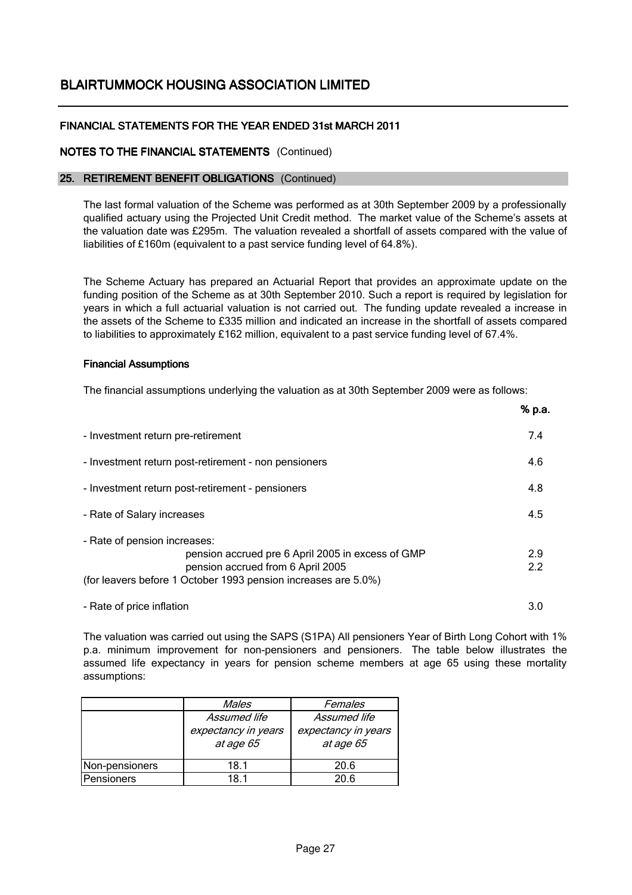# BLAIRTUMMOCK HOUSING ASSOCIATION LIMITED

## FINANCIAL STATEMENTS FOR THE YEAR ENDED 31st MARCH 2011

## NOTES TO THE FINANCIAL STATEMENTS (Continued)

### 25. RETIREMENT BENEFIT OBLIGATIONS (Continued)

The last formal valuation of the Scheme was performed as at 30th September 2009 by a professionally qualified actuary using the Projected Unit Credit method. The market value of the Scheme's assets at the valuation date was £295m. The valuation revealed a shortfall of assets compared with the value of liabilities of £160m (equivalent to a past service funding level of 64.8%).

The Scheme Actuary has prepared an Actuarial Report that provides an approximate update on the funding position of the Scheme as at 30th September 2010. Such a report is required by legislation for years in which a full actuarial valuation is not carried out. The funding update revealed a increase in the assets of the Scheme to £335 million and indicated an increase in the shortfall of assets compared to liabilities to approximately £162 million, equivalent to a past service funding level of 67.4%.

#### Financial Assumptions

The financial assumptions underlying the valuation as at 30th September 2009 were as follows:

| | % p.a. |
|---|---|
| - Investment return pre-retirement | 7.4 |
| - Investment return post-retirement - non pensioners | 4.6 |
| - Investment return post-retirement - pensioners | 4.8 |
| - Rate of Salary increases | 4.5 |
| - Rate of pension increases: | |
| pension accrued pre 6 April 2005 in excess of GMP | 2.9 |
| pension accrued from 6 April 2005 | 2.2 |
| (for leavers before 1 October 1993 pension increases are 5.0%) | |
| - Rate of price inflation | 3.0 |

The valuation was carried out using the SAPS (S1PA) All pensioners Year of Birth Long Cohort with 1% p.a. minimum improvement for non-pensioners and pensioners. The table below illustrates the assumed life expectancy in years for pension scheme members at age 65 using these mortality assumptions:

| | *Males* | *Females* |
|---|---|---|
| | *Assumed life expectancy in years at age 65* | *Assumed life expectancy in years at age 65* |
| Non-pensioners | 18.1 | 20.6 |
| Pensioners | 18.1 | 20.6 |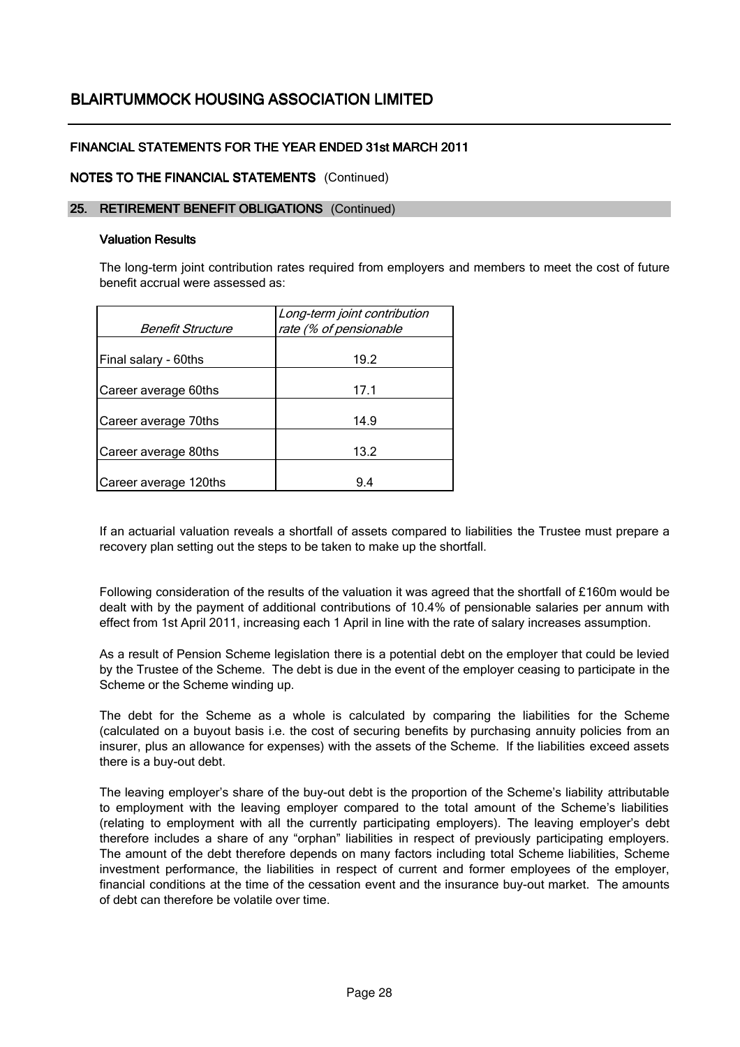## 25. RETIREMENT BENEFIT OBLIGATIONS (Continued)

### Valuation Results

The long-term joint contribution rates required from employers and members to meet the cost of future benefit accrual were assessed as:

| *Benefit Structure* | *Long-term joint contribution rate (% of pensionable* |
|---|---|
| Final salary - 60ths | 19.2 |
| Career average 60ths | 17.1 |
| Career average 70ths | 14.9 |
| Career average 80ths | 13.2 |
| Career average 120ths | 9.4 |

If an actuarial valuation reveals a shortfall of assets compared to liabilities the Trustee must prepare a recovery plan setting out the steps to be taken to make up the shortfall.

Following consideration of the results of the valuation it was agreed that the shortfall of £160m would be dealt with by the payment of additional contributions of 10.4% of pensionable salaries per annum with effect from 1st April 2011, increasing each 1 April in line with the rate of salary increases assumption.

As a result of Pension Scheme legislation there is a potential debt on the employer that could be levied by the Trustee of the Scheme. The debt is due in the event of the employer ceasing to participate in the Scheme or the Scheme winding up.

The debt for the Scheme as a whole is calculated by comparing the liabilities for the Scheme (calculated on a buyout basis i.e. the cost of securing benefits by purchasing annuity policies from an insurer, plus an allowance for expenses) with the assets of the Scheme. If the liabilities exceed assets there is a buy-out debt.

The leaving employer's share of the buy-out debt is the proportion of the Scheme's liability attributable to employment with the leaving employer compared to the total amount of the Scheme's liabilities (relating to employment with all the currently participating employers). The leaving employer's debt therefore includes a share of any "orphan" liabilities in respect of previously participating employers. The amount of the debt therefore depends on many factors including total Scheme liabilities, Scheme investment performance, the liabilities in respect of current and former employees of the employer, financial conditions at the time of the cessation event and the insurance buy-out market. The amounts of debt can therefore be volatile over time.